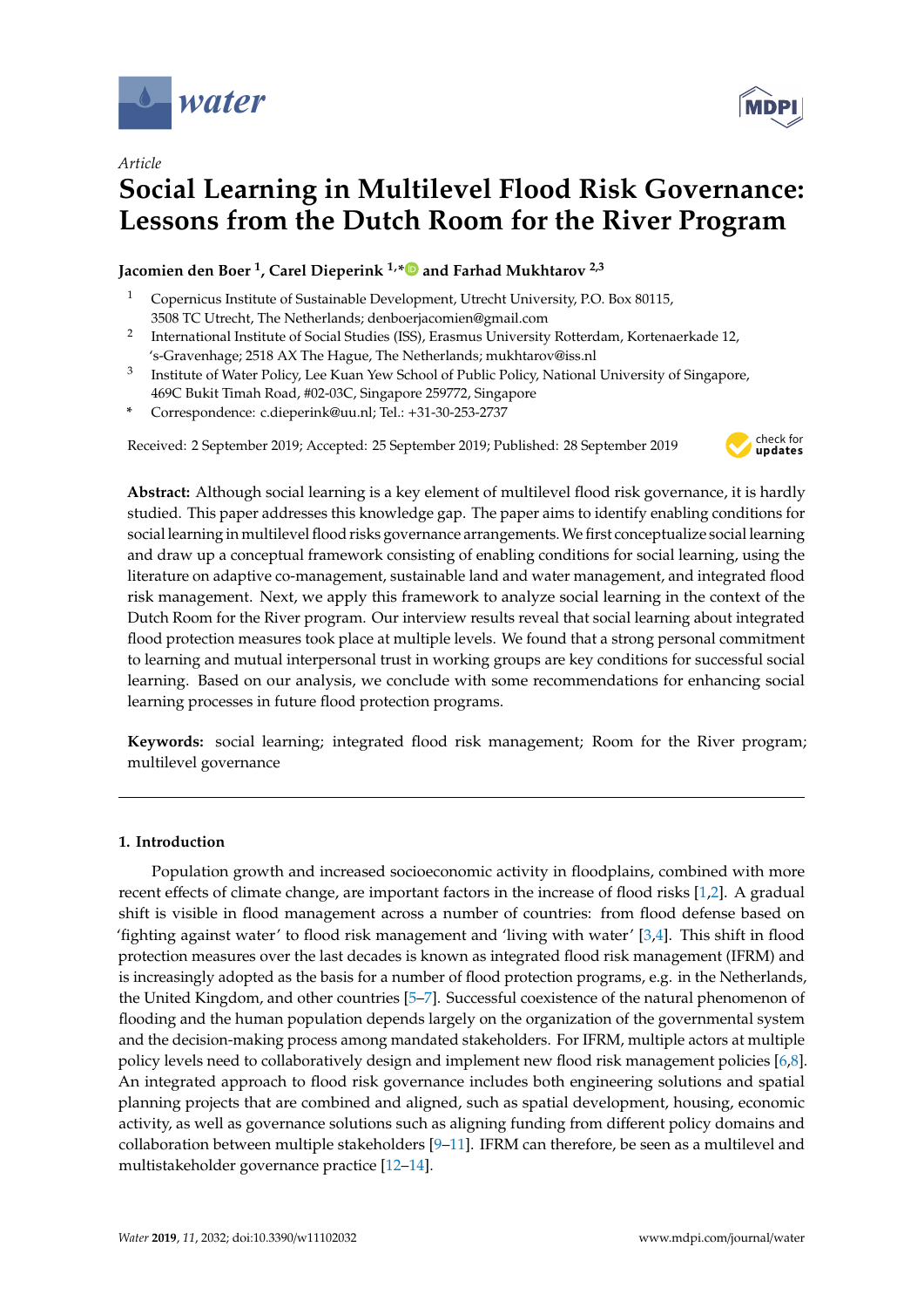*Article*

# Social Learning in Multilevel Flood Risk Governance: Lessons from the Dutch Room for the River Program

**Jacomien den Boer [1], Carel Dieperink [1,*] and Farhad Mukhtarov [2,3]**

[1] Copernicus Institute of Sustainable Development, Utrecht University, P.O. Box 80115, 3508 TC Utrecht, The Netherlands; denboerjacomien@gmail.com

[2] International Institute of Social Studies (ISS), Erasmus University Rotterdam, Kortenaerkade 12, 's-Gravenhage; 2518 AX The Hague, The Netherlands; mukhtarov@iss.nl

[3] Institute of Water Policy, Lee Kuan Yew School of Public Policy, National University of Singapore, 469C Bukit Timah Road, #02-03C, Singapore 259772, Singapore

\* Correspondence: c.dieperink@uu.nl; Tel.: +31-30-253-2737

Received: 2 September 2019; Accepted: 25 September 2019; Published: 28 September 2019

**Abstract:** Although social learning is a key element of multilevel flood risk governance, it is hardly studied. This paper addresses this knowledge gap. The paper aims to identify enabling conditions for social learning in multilevel flood risks governance arrangements. We first conceptualize social learning and draw up a conceptual framework consisting of enabling conditions for social learning, using the literature on adaptive co-management, sustainable land and water management, and integrated flood risk management. Next, we apply this framework to analyze social learning in the context of the Dutch Room for the River program. Our interview results reveal that social learning about integrated flood protection measures took place at multiple levels. We found that a strong personal commitment to learning and mutual interpersonal trust in working groups are key conditions for successful social learning. Based on our analysis, we conclude with some recommendations for enhancing social learning processes in future flood protection programs.

**Keywords:** social learning; integrated flood risk management; Room for the River program; multilevel governance

## 1. Introduction

Population growth and increased socioeconomic activity in floodplains, combined with more recent effects of climate change, are important factors in the increase of flood risks [1,2]. A gradual shift is visible in flood management across a number of countries: from flood defense based on 'fighting against water' to flood risk management and 'living with water' [3,4]. This shift in flood protection measures over the last decades is known as integrated flood risk management (IFRM) and is increasingly adopted as the basis for a number of flood protection programs, e.g. in the Netherlands, the United Kingdom, and other countries [5–7]. Successful coexistence of the natural phenomenon of flooding and the human population depends largely on the organization of the governmental system and the decision-making process among mandated stakeholders. For IFRM, multiple actors at multiple policy levels need to collaboratively design and implement new flood risk management policies [6,8]. An integrated approach to flood risk governance includes both engineering solutions and spatial planning projects that are combined and aligned, such as spatial development, housing, economic activity, as well as governance solutions such as aligning funding from different policy domains and collaboration between multiple stakeholders [9–11]. IFRM can therefore, be seen as a multilevel and multistakeholder governance practice [12–14].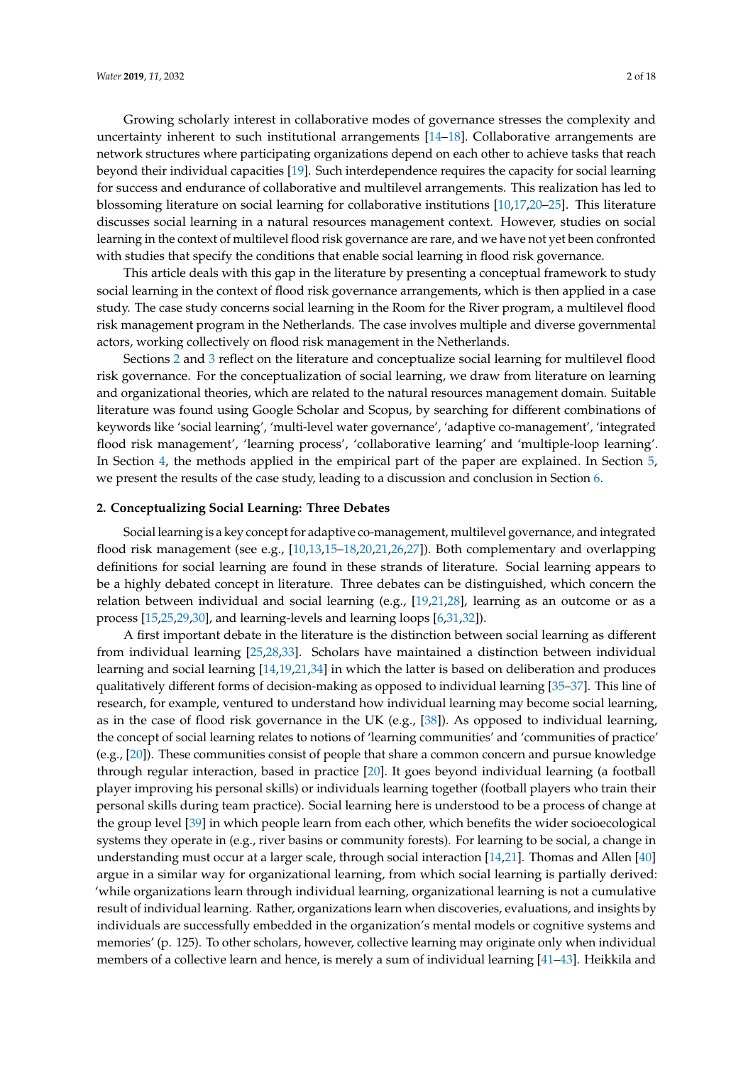Growing scholarly interest in collaborative modes of governance stresses the complexity and uncertainty inherent to such institutional arrangements [14–18]. Collaborative arrangements are network structures where participating organizations depend on each other to achieve tasks that reach beyond their individual capacities [19]. Such interdependence requires the capacity for social learning for success and endurance of collaborative and multilevel arrangements. This realization has led to blossoming literature on social learning for collaborative institutions [10,17,20–25]. This literature discusses social learning in a natural resources management context. However, studies on social learning in the context of multilevel flood risk governance are rare, and we have not yet been confronted with studies that specify the conditions that enable social learning in flood risk governance.

This article deals with this gap in the literature by presenting a conceptual framework to study social learning in the context of flood risk governance arrangements, which is then applied in a case study. The case study concerns social learning in the Room for the River program, a multilevel flood risk management program in the Netherlands. The case involves multiple and diverse governmental actors, working collectively on flood risk management in the Netherlands.

Sections 2 and 3 reflect on the literature and conceptualize social learning for multilevel flood risk governance. For the conceptualization of social learning, we draw from literature on learning and organizational theories, which are related to the natural resources management domain. Suitable literature was found using Google Scholar and Scopus, by searching for different combinations of keywords like 'social learning', 'multi-level water governance', 'adaptive co-management', 'integrated flood risk management', 'learning process', 'collaborative learning' and 'multiple-loop learning'. In Section 4, the methods applied in the empirical part of the paper are explained. In Section 5, we present the results of the case study, leading to a discussion and conclusion in Section 6.

## 2. Conceptualizing Social Learning: Three Debates

Social learning is a key concept for adaptive co-management, multilevel governance, and integrated flood risk management (see e.g., [10,13,15–18,20,21,26,27]). Both complementary and overlapping definitions for social learning are found in these strands of literature. Social learning appears to be a highly debated concept in literature. Three debates can be distinguished, which concern the relation between individual and social learning (e.g., [19,21,28], learning as an outcome or as a process [15,25,29,30], and learning-levels and learning loops [6,31,32]).

A first important debate in the literature is the distinction between social learning as different from individual learning [25,28,33]. Scholars have maintained a distinction between individual learning and social learning [14,19,21,34] in which the latter is based on deliberation and produces qualitatively different forms of decision-making as opposed to individual learning [35–37]. This line of research, for example, ventured to understand how individual learning may become social learning, as in the case of flood risk governance in the UK (e.g., [38]). As opposed to individual learning, the concept of social learning relates to notions of 'learning communities' and 'communities of practice' (e.g., [20]). These communities consist of people that share a common concern and pursue knowledge through regular interaction, based in practice [20]. It goes beyond individual learning (a football player improving his personal skills) or individuals learning together (football players who train their personal skills during team practice). Social learning here is understood to be a process of change at the group level [39] in which people learn from each other, which benefits the wider socioecological systems they operate in (e.g., river basins or community forests). For learning to be social, a change in understanding must occur at a larger scale, through social interaction [14,21]. Thomas and Allen [40] argue in a similar way for organizational learning, from which social learning is partially derived: 'while organizations learn through individual learning, organizational learning is not a cumulative result of individual learning. Rather, organizations learn when discoveries, evaluations, and insights by individuals are successfully embedded in the organization's mental models or cognitive systems and memories' (p. 125). To other scholars, however, collective learning may originate only when individual members of a collective learn and hence, is merely a sum of individual learning [41–43]. Heikkila and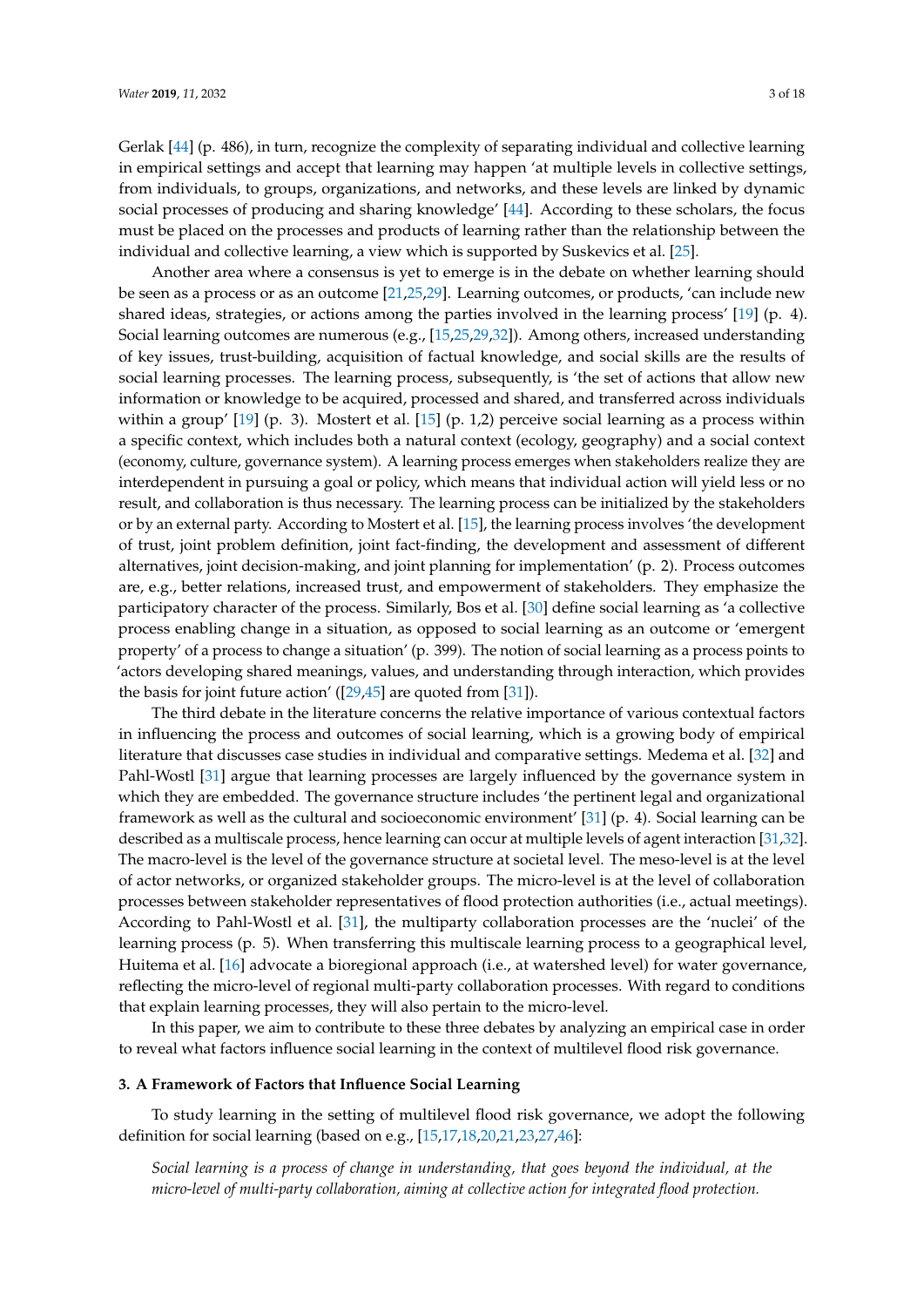Gerlak [44] (p. 486), in turn, recognize the complexity of separating individual and collective learning in empirical settings and accept that learning may happen 'at multiple levels in collective settings, from individuals, to groups, organizations, and networks, and these levels are linked by dynamic social processes of producing and sharing knowledge' [44]. According to these scholars, the focus must be placed on the processes and products of learning rather than the relationship between the individual and collective learning, a view which is supported by Suskevics et al. [25].

Another area where a consensus is yet to emerge is in the debate on whether learning should be seen as a process or as an outcome [21,25,29]. Learning outcomes, or products, 'can include new shared ideas, strategies, or actions among the parties involved in the learning process' [19] (p. 4). Social learning outcomes are numerous (e.g., [15,25,29,32]). Among others, increased understanding of key issues, trust-building, acquisition of factual knowledge, and social skills are the results of social learning processes. The learning process, subsequently, is 'the set of actions that allow new information or knowledge to be acquired, processed and shared, and transferred across individuals within a group' [19] (p. 3). Mostert et al. [15] (p. 1,2) perceive social learning as a process within a specific context, which includes both a natural context (ecology, geography) and a social context (economy, culture, governance system). A learning process emerges when stakeholders realize they are interdependent in pursuing a goal or policy, which means that individual action will yield less or no result, and collaboration is thus necessary. The learning process can be initialized by the stakeholders or by an external party. According to Mostert et al. [15], the learning process involves 'the development of trust, joint problem definition, joint fact-finding, the development and assessment of different alternatives, joint decision-making, and joint planning for implementation' (p. 2). Process outcomes are, e.g., better relations, increased trust, and empowerment of stakeholders. They emphasize the participatory character of the process. Similarly, Bos et al. [30] define social learning as 'a collective process enabling change in a situation, as opposed to social learning as an outcome or 'emergent property' of a process to change a situation' (p. 399). The notion of social learning as a process points to 'actors developing shared meanings, values, and understanding through interaction, which provides the basis for joint future action' ([29,45] are quoted from [31]).

The third debate in the literature concerns the relative importance of various contextual factors in influencing the process and outcomes of social learning, which is a growing body of empirical literature that discusses case studies in individual and comparative settings. Medema et al. [32] and Pahl-Wostl [31] argue that learning processes are largely influenced by the governance system in which they are embedded. The governance structure includes 'the pertinent legal and organizational framework as well as the cultural and socioeconomic environment' [31] (p. 4). Social learning can be described as a multiscale process, hence learning can occur at multiple levels of agent interaction [31,32]. The macro-level is the level of the governance structure at societal level. The meso-level is at the level of actor networks, or organized stakeholder groups. The micro-level is at the level of collaboration processes between stakeholder representatives of flood protection authorities (i.e., actual meetings). According to Pahl-Wostl et al. [31], the multiparty collaboration processes are the 'nuclei' of the learning process (p. 5). When transferring this multiscale learning process to a geographical level, Huitema et al. [16] advocate a bioregional approach (i.e., at watershed level) for water governance, reflecting the micro-level of regional multi-party collaboration processes. With regard to conditions that explain learning processes, they will also pertain to the micro-level.

In this paper, we aim to contribute to these three debates by analyzing an empirical case in order to reveal what factors influence social learning in the context of multilevel flood risk governance.

## 3. A Framework of Factors that Influence Social Learning

To study learning in the setting of multilevel flood risk governance, we adopt the following definition for social learning (based on e.g., [15,17,18,20,21,23,27,46]:

*Social learning is a process of change in understanding, that goes beyond the individual, at the micro-level of multi-party collaboration, aiming at collective action for integrated flood protection.*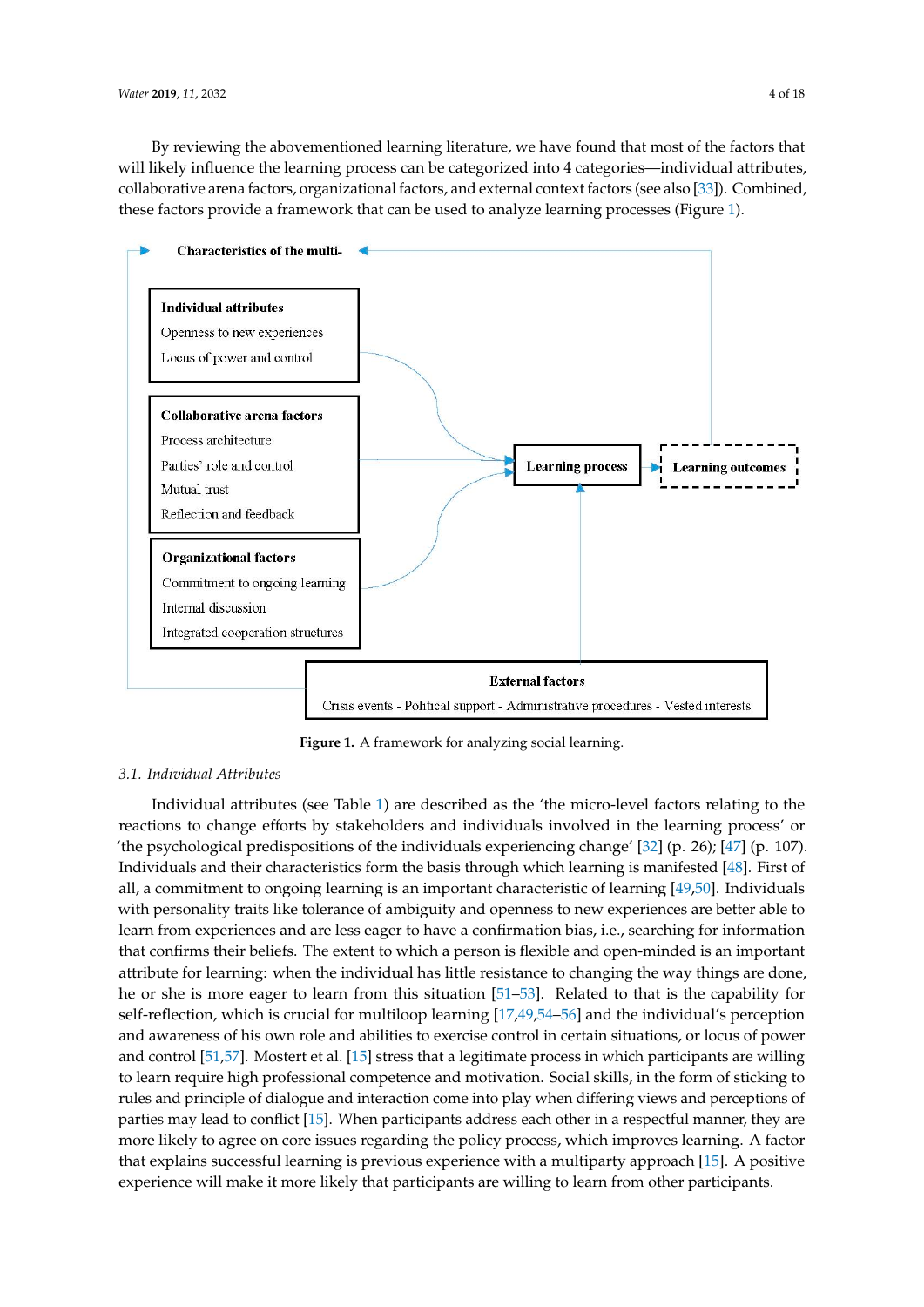By reviewing the abovementioned learning literature, we have found that most of the factors that will likely influence the learning process can be categorized into 4 categories—individual attributes, collaborative arena factors, organizational factors, and external context factors (see also [33]). Combined, these factors provide a framework that can be used to analyze learning processes (Figure 1).

Characteristics of the multi-

**Individual attributes**
Openness to new experiences
Locus of power and control

**Collaborative arena factors**
Process architecture
Parties' role and control
Mutual trust
Reflection and feedback

**Organizational factors**
Commitment to ongoing learning
Internal discussion
Integrated cooperation structures

**Learning process**

**Learning outcomes**

**External factors**
Crisis events - Political support - Administrative procedures - Vested interests

**Figure 1.** A framework for analyzing social learning.

### 3.1. Individual Attributes

Individual attributes (see Table 1) are described as the 'the micro-level factors relating to the reactions to change efforts by stakeholders and individuals involved in the learning process' or 'the psychological predispositions of the individuals experiencing change' [32] (p. 26); [47] (p. 107). Individuals and their characteristics form the basis through which learning is manifested [48]. First of all, a commitment to ongoing learning is an important characteristic of learning [49,50]. Individuals with personality traits like tolerance of ambiguity and openness to new experiences are better able to learn from experiences and are less eager to have a confirmation bias, i.e., searching for information that confirms their beliefs. The extent to which a person is flexible and open-minded is an important attribute for learning: when the individual has little resistance to changing the way things are done, he or she is more eager to learn from this situation [51–53]. Related to that is the capability for self-reflection, which is crucial for multiloop learning [17,49,54–56] and the individual's perception and awareness of his own role and abilities to exercise control in certain situations, or locus of power and control [51,57]. Mostert et al. [15] stress that a legitimate process in which participants are willing to learn require high professional competence and motivation. Social skills, in the form of sticking to rules and principle of dialogue and interaction come into play when differing views and perceptions of parties may lead to conflict [15]. When participants address each other in a respectful manner, they are more likely to agree on core issues regarding the policy process, which improves learning. A factor that explains successful learning is previous experience with a multiparty approach [15]. A positive experience will make it more likely that participants are willing to learn from other participants.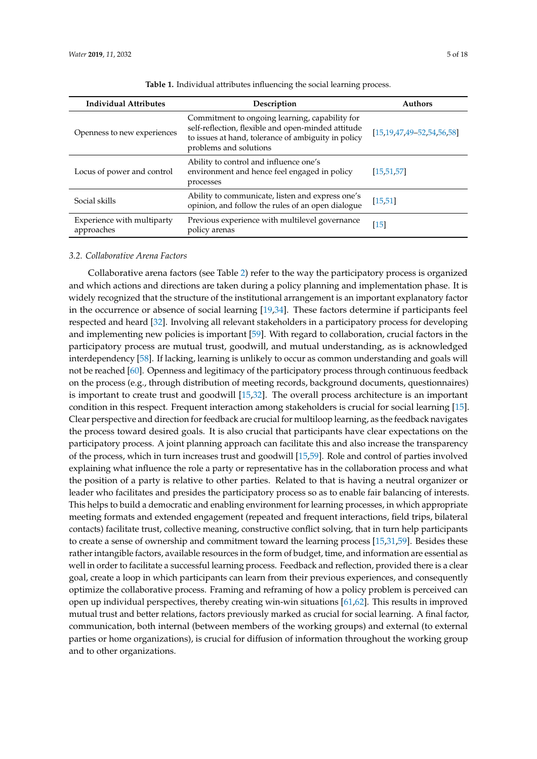**Table 1.** Individual attributes influencing the social learning process.

| Individual Attributes | Description | Authors |
|---|---|---|
| Openness to new experiences | Commitment to ongoing learning, capability for self-reflection, flexible and open-minded attitude to issues at hand, tolerance of ambiguity in policy problems and solutions | [15,19,47,49–52,54,56,58] |
| Locus of power and control | Ability to control and influence one's environment and hence feel engaged in policy processes | [15,51,57] |
| Social skills | Ability to communicate, listen and express one's opinion, and follow the rules of an open dialogue | [15,51] |
| Experience with multiparty approaches | Previous experience with multilevel governance policy arenas | [15] |

### 3.2. Collaborative Arena Factors

Collaborative arena factors (see Table 2) refer to the way the participatory process is organized and which actions and directions are taken during a policy planning and implementation phase. It is widely recognized that the structure of the institutional arrangement is an important explanatory factor in the occurrence or absence of social learning [19,34]. These factors determine if participants feel respected and heard [32]. Involving all relevant stakeholders in a participatory process for developing and implementing new policies is important [59]. With regard to collaboration, crucial factors in the participatory process are mutual trust, goodwill, and mutual understanding, as is acknowledged interdependency [58]. If lacking, learning is unlikely to occur as common understanding and goals will not be reached [60]. Openness and legitimacy of the participatory process through continuous feedback on the process (e.g., through distribution of meeting records, background documents, questionnaires) is important to create trust and goodwill [15,32]. The overall process architecture is an important condition in this respect. Frequent interaction among stakeholders is crucial for social learning [15]. Clear perspective and direction for feedback are crucial for multiloop learning, as the feedback navigates the process toward desired goals. It is also crucial that participants have clear expectations on the participatory process. A joint planning approach can facilitate this and also increase the transparency of the process, which in turn increases trust and goodwill [15,59]. Role and control of parties involved explaining what influence the role a party or representative has in the collaboration process and what the position of a party is relative to other parties. Related to that is having a neutral organizer or leader who facilitates and presides the participatory process so as to enable fair balancing of interests. This helps to build a democratic and enabling environment for learning processes, in which appropriate meeting formats and extended engagement (repeated and frequent interactions, field trips, bilateral contacts) facilitate trust, collective meaning, constructive conflict solving, that in turn help participants to create a sense of ownership and commitment toward the learning process [15,31,59]. Besides these rather intangible factors, available resources in the form of budget, time, and information are essential as well in order to facilitate a successful learning process. Feedback and reflection, provided there is a clear goal, create a loop in which participants can learn from their previous experiences, and consequently optimize the collaborative process. Framing and reframing of how a policy problem is perceived can open up individual perspectives, thereby creating win-win situations [61,62]. This results in improved mutual trust and better relations, factors previously marked as crucial for social learning. A final factor, communication, both internal (between members of the working groups) and external (to external parties or home organizations), is crucial for diffusion of information throughout the working group and to other organizations.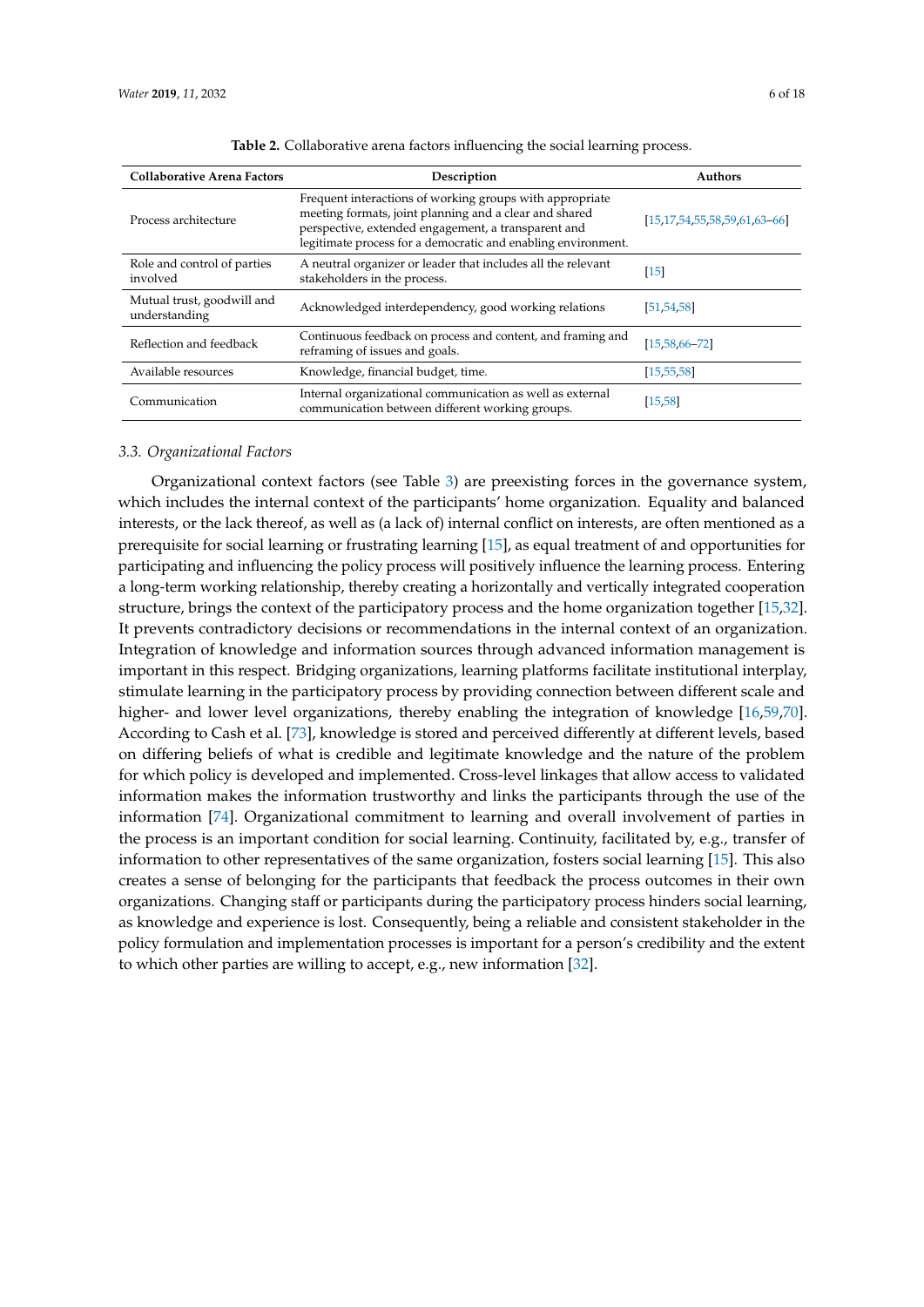**Table 2.** Collaborative arena factors influencing the social learning process.

| Collaborative Arena Factors | Description | Authors |
| --- | --- | --- |
| Process architecture | Frequent interactions of working groups with appropriate meeting formats, joint planning and a clear and shared perspective, extended engagement, a transparent and legitimate process for a democratic and enabling environment. | [15,17,54,55,58,59,61,63–66] |
| Role and control of parties involved | A neutral organizer or leader that includes all the relevant stakeholders in the process. | [15] |
| Mutual trust, goodwill and understanding | Acknowledged interdependency, good working relations | [51,54,58] |
| Reflection and feedback | Continuous feedback on process and content, and framing and reframing of issues and goals. | [15,58,66–72] |
| Available resources | Knowledge, financial budget, time. | [15,55,58] |
| Communication | Internal organizational communication as well as external communication between different working groups. | [15,58] |

### *3.3. Organizational Factors*

Organizational context factors (see Table 3) are preexisting forces in the governance system, which includes the internal context of the participants' home organization. Equality and balanced interests, or the lack thereof, as well as (a lack of) internal conflict on interests, are often mentioned as a prerequisite for social learning or frustrating learning [15], as equal treatment of and opportunities for participating and influencing the policy process will positively influence the learning process. Entering a long-term working relationship, thereby creating a horizontally and vertically integrated cooperation structure, brings the context of the participatory process and the home organization together [15,32]. It prevents contradictory decisions or recommendations in the internal context of an organization. Integration of knowledge and information sources through advanced information management is important in this respect. Bridging organizations, learning platforms facilitate institutional interplay, stimulate learning in the participatory process by providing connection between different scale and higher- and lower level organizations, thereby enabling the integration of knowledge [16,59,70]. According to Cash et al. [73], knowledge is stored and perceived differently at different levels, based on differing beliefs of what is credible and legitimate knowledge and the nature of the problem for which policy is developed and implemented. Cross-level linkages that allow access to validated information makes the information trustworthy and links the participants through the use of the information [74]. Organizational commitment to learning and overall involvement of parties in the process is an important condition for social learning. Continuity, facilitated by, e.g., transfer of information to other representatives of the same organization, fosters social learning [15]. This also creates a sense of belonging for the participants that feedback the process outcomes in their own organizations. Changing staff or participants during the participatory process hinders social learning, as knowledge and experience is lost. Consequently, being a reliable and consistent stakeholder in the policy formulation and implementation processes is important for a person's credibility and the extent to which other parties are willing to accept, e.g., new information [32].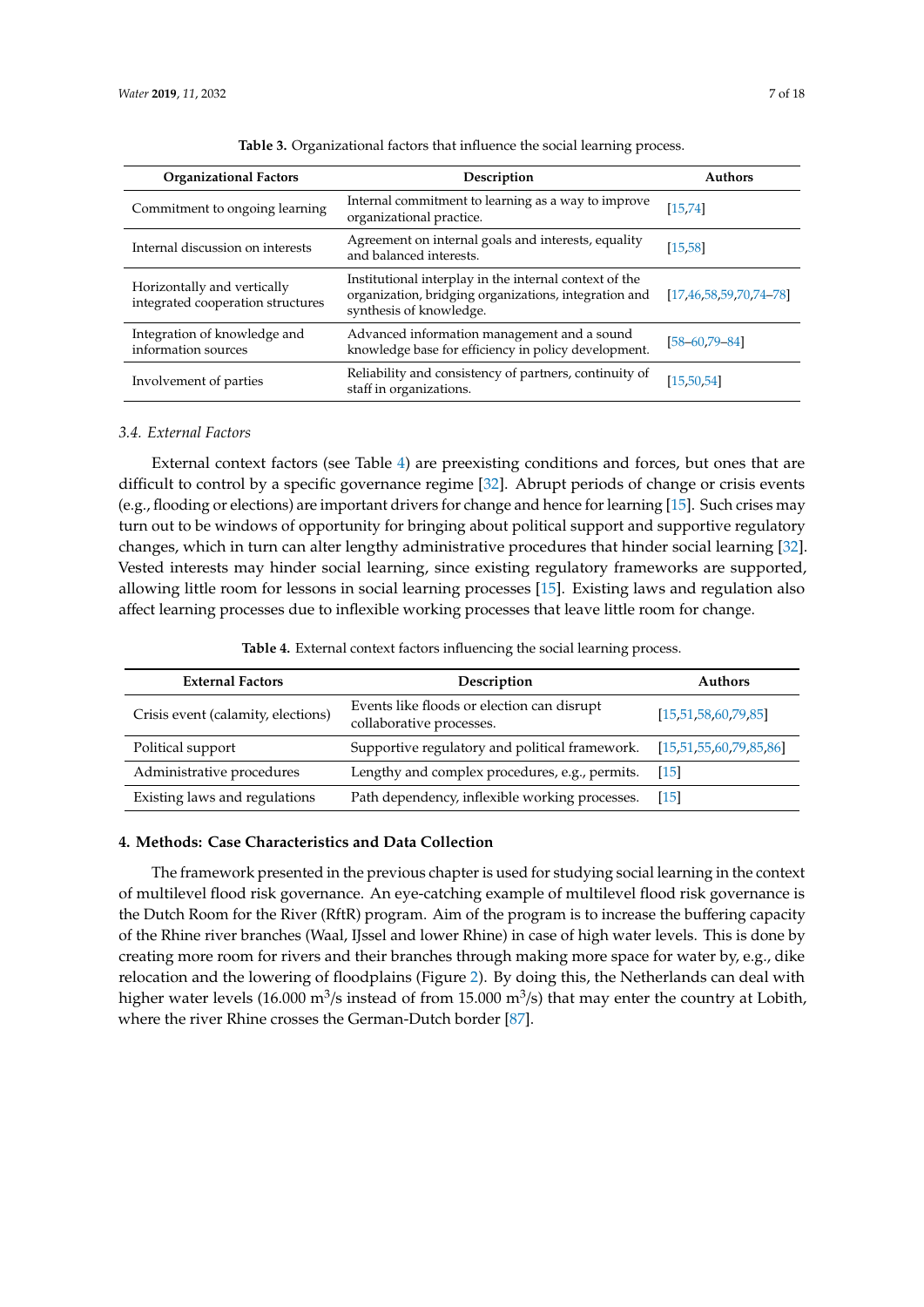**Table 3.** Organizational factors that influence the social learning process.

| Organizational Factors | Description | Authors |
|---|---|---|
| Commitment to ongoing learning | Internal commitment to learning as a way to improve organizational practice. | [15,74] |
| Internal discussion on interests | Agreement on internal goals and interests, equality and balanced interests. | [15,58] |
| Horizontally and vertically integrated cooperation structures | Institutional interplay in the internal context of the organization, bridging organizations, integration and synthesis of knowledge. | [17,46,58,59,70,74–78] |
| Integration of knowledge and information sources | Advanced information management and a sound knowledge base for efficiency in policy development. | [58–60,79–84] |
| Involvement of parties | Reliability and consistency of partners, continuity of staff in organizations. | [15,50,54] |

### 3.4. External Factors

External context factors (see Table 4) are preexisting conditions and forces, but ones that are difficult to control by a specific governance regime [32]. Abrupt periods of change or crisis events (e.g., flooding or elections) are important drivers for change and hence for learning [15]. Such crises may turn out to be windows of opportunity for bringing about political support and supportive regulatory changes, which in turn can alter lengthy administrative procedures that hinder social learning [32]. Vested interests may hinder social learning, since existing regulatory frameworks are supported, allowing little room for lessons in social learning processes [15]. Existing laws and regulation also affect learning processes due to inflexible working processes that leave little room for change.

**Table 4.** External context factors influencing the social learning process.

| External Factors | Description | Authors |
|---|---|---|
| Crisis event (calamity, elections) | Events like floods or election can disrupt collaborative processes. | [15,51,58,60,79,85] |
| Political support | Supportive regulatory and political framework. | [15,51,55,60,79,85,86] |
| Administrative procedures | Lengthy and complex procedures, e.g., permits. | [15] |
| Existing laws and regulations | Path dependency, inflexible working processes. | [15] |

## 4. Methods: Case Characteristics and Data Collection

The framework presented in the previous chapter is used for studying social learning in the context of multilevel flood risk governance. An eye-catching example of multilevel flood risk governance is the Dutch Room for the River (RftR) program. Aim of the program is to increase the buffering capacity of the Rhine river branches (Waal, IJssel and lower Rhine) in case of high water levels. This is done by creating more room for rivers and their branches through making more space for water by, e.g., dike relocation and the lowering of floodplains (Figure 2). By doing this, the Netherlands can deal with higher water levels (16.000 $m^3$/s instead of from 15.000 $m^3$/s) that may enter the country at Lobith, where the river Rhine crosses the German-Dutch border [87].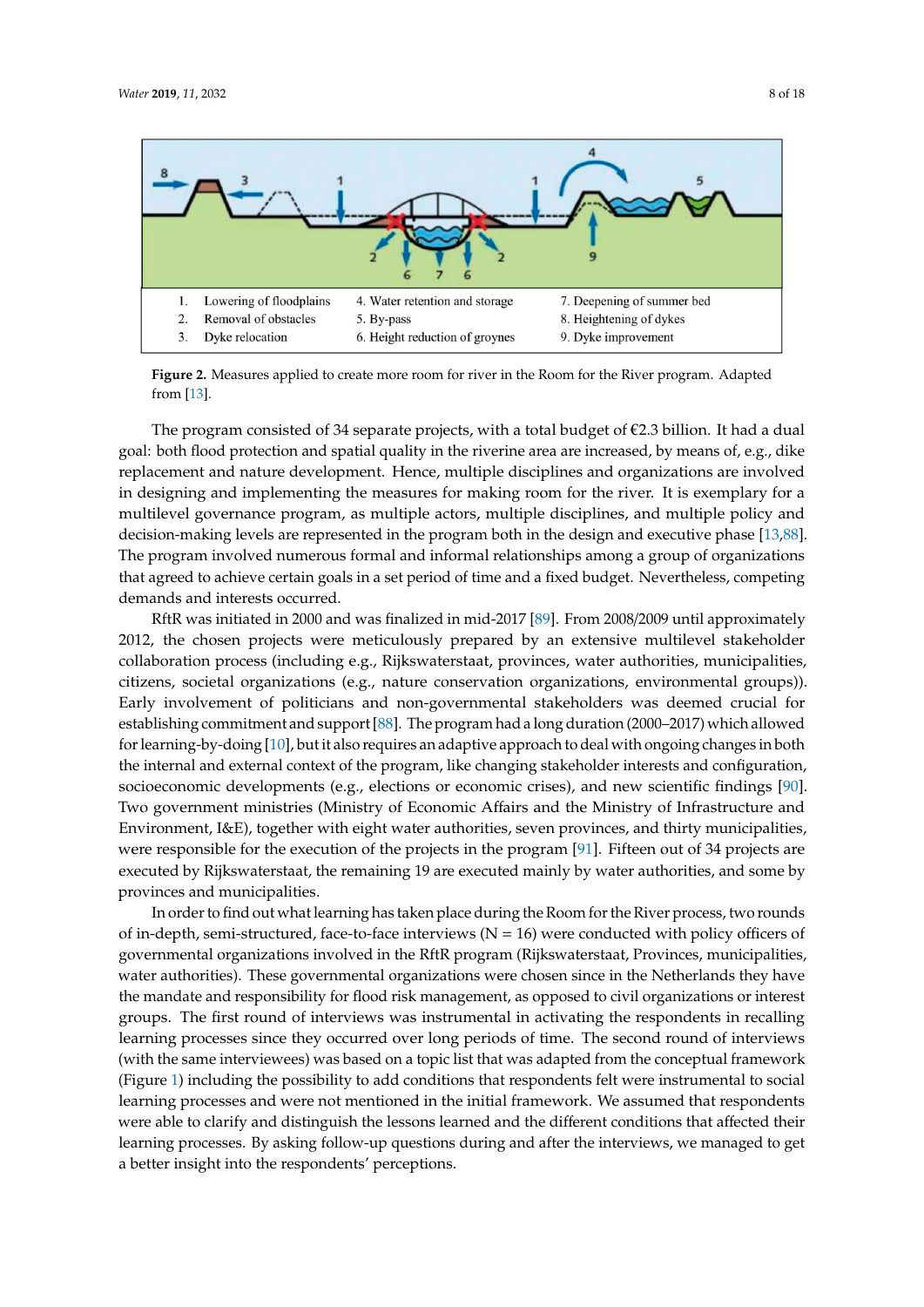1. Lowering of floodplains
2. Removal of obstacles
3. Dyke relocation
4. Water retention and storage
5. By-pass
6. Height reduction of groynes
7. Deepening of summer bed
8. Heightening of dykes
9. Dyke improvement

**Figure 2.** Measures applied to create more room for river in the Room for the River program. Adapted from [13].

The program consisted of 34 separate projects, with a total budget of €2.3 billion. It had a dual goal: both flood protection and spatial quality in the riverine area are increased, by means of, e.g., dike replacement and nature development. Hence, multiple disciplines and organizations are involved in designing and implementing the measures for making room for the river. It is exemplary for a multilevel governance program, as multiple actors, multiple disciplines, and multiple policy and decision-making levels are represented in the program both in the design and executive phase [13,88]. The program involved numerous formal and informal relationships among a group of organizations that agreed to achieve certain goals in a set period of time and a fixed budget. Nevertheless, competing demands and interests occurred.

RftR was initiated in 2000 and was finalized in mid-2017 [89]. From 2008/2009 until approximately 2012, the chosen projects were meticulously prepared by an extensive multilevel stakeholder collaboration process (including e.g., Rijkswaterstaat, provinces, water authorities, municipalities, citizens, societal organizations (e.g., nature conservation organizations, environmental groups)). Early involvement of politicians and non-governmental stakeholders was deemed crucial for establishing commitment and support [88]. The program had a long duration (2000–2017) which allowed for learning-by-doing [10], but it also requires an adaptive approach to deal with ongoing changes in both the internal and external context of the program, like changing stakeholder interests and configuration, socioeconomic developments (e.g., elections or economic crises), and new scientific findings [90]. Two government ministries (Ministry of Economic Affairs and the Ministry of Infrastructure and Environment, I&E), together with eight water authorities, seven provinces, and thirty municipalities, were responsible for the execution of the projects in the program [91]. Fifteen out of 34 projects are executed by Rijkswaterstaat, the remaining 19 are executed mainly by water authorities, and some by provinces and municipalities.

In order to find out what learning has taken place during the Room for the River process, two rounds of in-depth, semi-structured, face-to-face interviews (N = 16) were conducted with policy officers of governmental organizations involved in the RftR program (Rijkswaterstaat, Provinces, municipalities, water authorities). These governmental organizations were chosen since in the Netherlands they have the mandate and responsibility for flood risk management, as opposed to civil organizations or interest groups. The first round of interviews was instrumental in activating the respondents in recalling learning processes since they occurred over long periods of time. The second round of interviews (with the same interviewees) was based on a topic list that was adapted from the conceptual framework (Figure 1) including the possibility to add conditions that respondents felt were instrumental to social learning processes and were not mentioned in the initial framework. We assumed that respondents were able to clarify and distinguish the lessons learned and the different conditions that affected their learning processes. By asking follow-up questions during and after the interviews, we managed to get a better insight into the respondents' perceptions.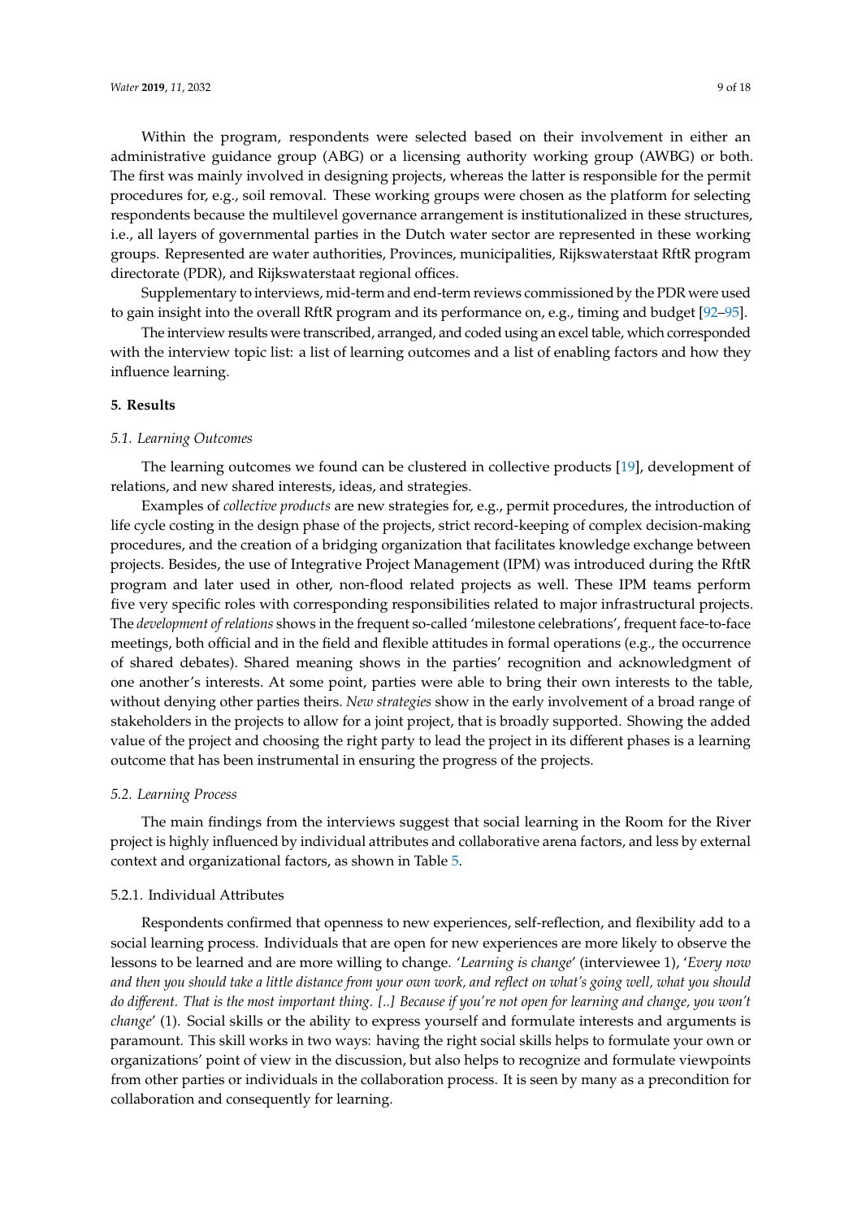Within the program, respondents were selected based on their involvement in either an administrative guidance group (ABG) or a licensing authority working group (AWBG) or both. The first was mainly involved in designing projects, whereas the latter is responsible for the permit procedures for, e.g., soil removal. These working groups were chosen as the platform for selecting respondents because the multilevel governance arrangement is institutionalized in these structures, i.e., all layers of governmental parties in the Dutch water sector are represented in these working groups. Represented are water authorities, Provinces, municipalities, Rijkswaterstaat RftR program directorate (PDR), and Rijkswaterstaat regional offices.

Supplementary to interviews, mid-term and end-term reviews commissioned by the PDR were used to gain insight into the overall RftR program and its performance on, e.g., timing and budget [92–95].

The interview results were transcribed, arranged, and coded using an excel table, which corresponded with the interview topic list: a list of learning outcomes and a list of enabling factors and how they influence learning.

## 5. Results

### 5.1. Learning Outcomes

The learning outcomes we found can be clustered in collective products [19], development of relations, and new shared interests, ideas, and strategies.

Examples of *collective products* are new strategies for, e.g., permit procedures, the introduction of life cycle costing in the design phase of the projects, strict record-keeping of complex decision-making procedures, and the creation of a bridging organization that facilitates knowledge exchange between projects. Besides, the use of Integrative Project Management (IPM) was introduced during the RftR program and later used in other, non-flood related projects as well. These IPM teams perform five very specific roles with corresponding responsibilities related to major infrastructural projects. The *development of relations* shows in the frequent so-called 'milestone celebrations', frequent face-to-face meetings, both official and in the field and flexible attitudes in formal operations (e.g., the occurrence of shared debates). Shared meaning shows in the parties' recognition and acknowledgment of one another's interests. At some point, parties were able to bring their own interests to the table, without denying other parties theirs. *New strategies* show in the early involvement of a broad range of stakeholders in the projects to allow for a joint project, that is broadly supported. Showing the added value of the project and choosing the right party to lead the project in its different phases is a learning outcome that has been instrumental in ensuring the progress of the projects.

### 5.2. Learning Process

The main findings from the interviews suggest that social learning in the Room for the River project is highly influenced by individual attributes and collaborative arena factors, and less by external context and organizational factors, as shown in Table 5.

#### 5.2.1. Individual Attributes

Respondents confirmed that openness to new experiences, self-reflection, and flexibility add to a social learning process. Individuals that are open for new experiences are more likely to observe the lessons to be learned and are more willing to change. '*Learning is change*' (interviewee 1), '*Every now and then you should take a little distance from your own work, and reflect on what's going well, what you should do different. That is the most important thing. [..] Because if you're not open for learning and change, you won't change*' (1). Social skills or the ability to express yourself and formulate interests and arguments is paramount. This skill works in two ways: having the right social skills helps to formulate your own or organizations' point of view in the discussion, but also helps to recognize and formulate viewpoints from other parties or individuals in the collaboration process. It is seen by many as a precondition for collaboration and consequently for learning.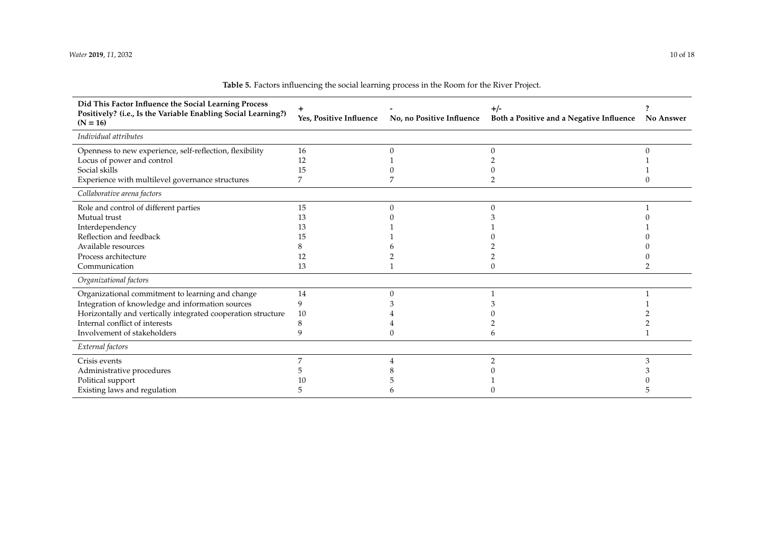**Table 5.** Factors influencing the social learning process in the Room for the River Project.

| Did This Factor Influence the Social Learning Process Positively? (i.e., Is the Variable Enabling Social Learning?) (N = 16) | + Yes, Positive Influence | - No, no Positive Influence | +/- Both a Positive and a Negative Influence | ? No Answer |
|---|---|---|---|---|
| *Individual attributes* | | | | |
| Openness to new experience, self-reflection, flexibility | 16 | 0 | 0 | 0 |
| Locus of power and control | 12 | 1 | 2 | 1 |
| Social skills | 15 | 0 | 0 | 1 |
| Experience with multilevel governance structures | 7 | 7 | 2 | 0 |
| *Collaborative arena factors* | | | | |
| Role and control of different parties | 15 | 0 | 0 | 1 |
| Mutual trust | 13 | 0 | 3 | 0 |
| Interdependency | 13 | 1 | 1 | 1 |
| Reflection and feedback | 15 | 1 | 0 | 0 |
| Available resources | 8 | 6 | 2 | 0 |
| Process architecture | 12 | 2 | 2 | 0 |
| Communication | 13 | 1 | 0 | 2 |
| *Organizational factors* | | | | |
| Organizational commitment to learning and change | 14 | 0 | 1 | 1 |
| Integration of knowledge and information sources | 9 | 3 | 3 | 1 |
| Horizontally and vertically integrated cooperation structure | 10 | 4 | 0 | 2 |
| Internal conflict of interests | 8 | 4 | 2 | 2 |
| Involvement of stakeholders | 9 | 0 | 6 | 1 |
| *External factors* | | | | |
| Crisis events | 7 | 4 | 2 | 3 |
| Administrative procedures | 5 | 8 | 0 | 3 |
| Political support | 10 | 5 | 1 | 0 |
| Existing laws and regulation | 5 | 6 | 0 | 5 |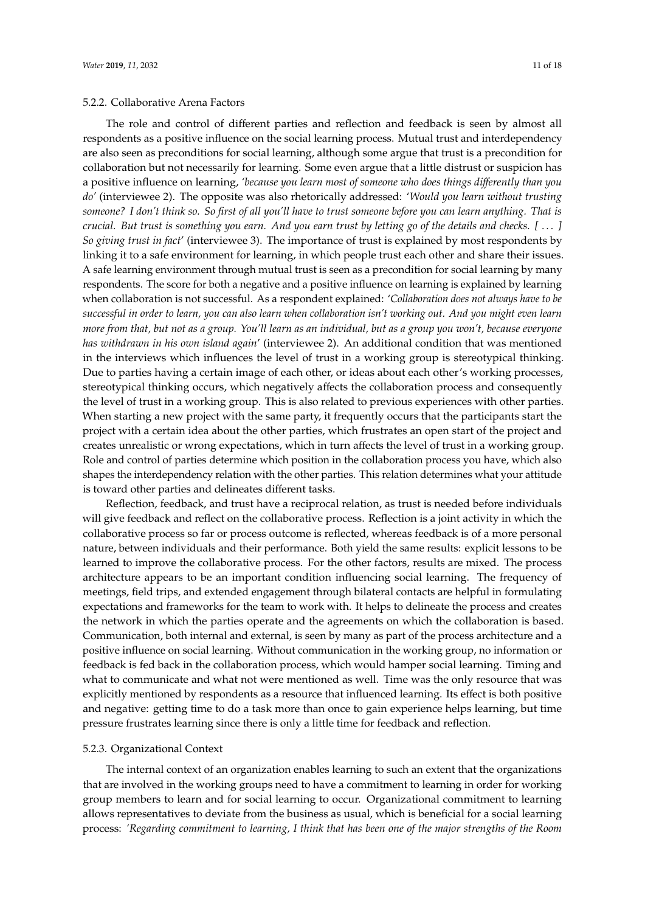#### 5.2.2. Collaborative Arena Factors

The role and control of different parties and reflection and feedback is seen by almost all respondents as a positive influence on the social learning process. Mutual trust and interdependency are also seen as preconditions for social learning, although some argue that trust is a precondition for collaboration but not necessarily for learning. Some even argue that a little distrust or suspicion has a positive influence on learning, *'because you learn most of someone who does things differently than you do'* (interviewee 2). The opposite was also rhetorically addressed: *'Would you learn without trusting someone? I don't think so. So first of all you'll have to trust someone before you can learn anything. That is crucial. But trust is something you earn. And you earn trust by letting go of the details and checks. [ . . . ] So giving trust in fact'* (interviewee 3). The importance of trust is explained by most respondents by linking it to a safe environment for learning, in which people trust each other and share their issues. A safe learning environment through mutual trust is seen as a precondition for social learning by many respondents. The score for both a negative and a positive influence on learning is explained by learning when collaboration is not successful. As a respondent explained: *'Collaboration does not always have to be successful in order to learn, you can also learn when collaboration isn't working out. And you might even learn more from that, but not as a group. You'll learn as an individual, but as a group you won't, because everyone has withdrawn in his own island again'* (interviewee 2). An additional condition that was mentioned in the interviews which influences the level of trust in a working group is stereotypical thinking. Due to parties having a certain image of each other, or ideas about each other's working processes, stereotypical thinking occurs, which negatively affects the collaboration process and consequently the level of trust in a working group. This is also related to previous experiences with other parties. When starting a new project with the same party, it frequently occurs that the participants start the project with a certain idea about the other parties, which frustrates an open start of the project and creates unrealistic or wrong expectations, which in turn affects the level of trust in a working group. Role and control of parties determine which position in the collaboration process you have, which also shapes the interdependency relation with the other parties. This relation determines what your attitude is toward other parties and delineates different tasks.

Reflection, feedback, and trust have a reciprocal relation, as trust is needed before individuals will give feedback and reflect on the collaborative process. Reflection is a joint activity in which the collaborative process so far or process outcome is reflected, whereas feedback is of a more personal nature, between individuals and their performance. Both yield the same results: explicit lessons to be learned to improve the collaborative process. For the other factors, results are mixed. The process architecture appears to be an important condition influencing social learning. The frequency of meetings, field trips, and extended engagement through bilateral contacts are helpful in formulating expectations and frameworks for the team to work with. It helps to delineate the process and creates the network in which the parties operate and the agreements on which the collaboration is based. Communication, both internal and external, is seen by many as part of the process architecture and a positive influence on social learning. Without communication in the working group, no information or feedback is fed back in the collaboration process, which would hamper social learning. Timing and what to communicate and what not were mentioned as well. Time was the only resource that was explicitly mentioned by respondents as a resource that influenced learning. Its effect is both positive and negative: getting time to do a task more than once to gain experience helps learning, but time pressure frustrates learning since there is only a little time for feedback and reflection.

#### 5.2.3. Organizational Context

The internal context of an organization enables learning to such an extent that the organizations that are involved in the working groups need to have a commitment to learning in order for working group members to learn and for social learning to occur. Organizational commitment to learning allows representatives to deviate from the business as usual, which is beneficial for a social learning process: *'Regarding commitment to learning, I think that has been one of the major strengths of the Room*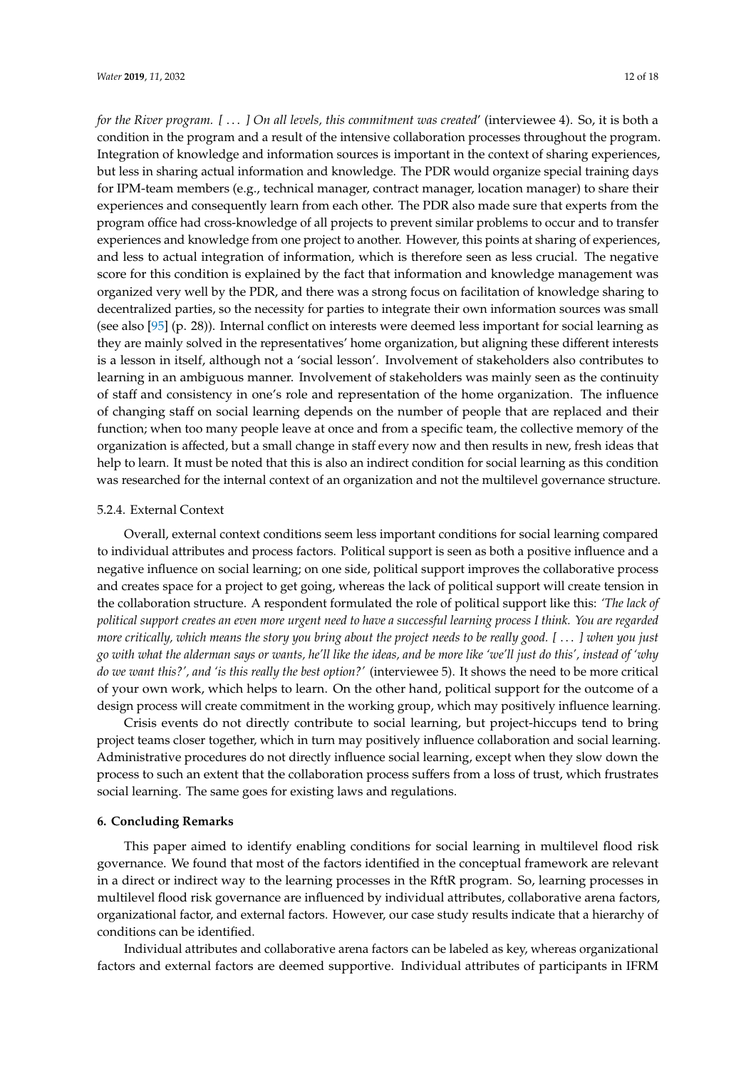*for the River program. [ . . . ] On all levels, this commitment was created*' (interviewee 4). So, it is both a condition in the program and a result of the intensive collaboration processes throughout the program. Integration of knowledge and information sources is important in the context of sharing experiences, but less in sharing actual information and knowledge. The PDR would organize special training days for IPM-team members (e.g., technical manager, contract manager, location manager) to share their experiences and consequently learn from each other. The PDR also made sure that experts from the program office had cross-knowledge of all projects to prevent similar problems to occur and to transfer experiences and knowledge from one project to another. However, this points at sharing of experiences, and less to actual integration of information, which is therefore seen as less crucial. The negative score for this condition is explained by the fact that information and knowledge management was organized very well by the PDR, and there was a strong focus on facilitation of knowledge sharing to decentralized parties, so the necessity for parties to integrate their own information sources was small (see also [95] (p. 28)). Internal conflict on interests were deemed less important for social learning as they are mainly solved in the representatives' home organization, but aligning these different interests is a lesson in itself, although not a 'social lesson'. Involvement of stakeholders also contributes to learning in an ambiguous manner. Involvement of stakeholders was mainly seen as the continuity of staff and consistency in one's role and representation of the home organization. The influence of changing staff on social learning depends on the number of people that are replaced and their function; when too many people leave at once and from a specific team, the collective memory of the organization is affected, but a small change in staff every now and then results in new, fresh ideas that help to learn. It must be noted that this is also an indirect condition for social learning as this condition was researched for the internal context of an organization and not the multilevel governance structure.

#### 5.2.4. External Context

Overall, external context conditions seem less important conditions for social learning compared to individual attributes and process factors. Political support is seen as both a positive influence and a negative influence on social learning; on one side, political support improves the collaborative process and creates space for a project to get going, whereas the lack of political support will create tension in the collaboration structure. A respondent formulated the role of political support like this: *'The lack of political support creates an even more urgent need to have a successful learning process I think. You are regarded more critically, which means the story you bring about the project needs to be really good. [ . . . ] when you just go with what the alderman says or wants, he'll like the ideas, and be more like 'we'll just do this', instead of 'why do we want this?', and 'is this really the best option?'* (interviewee 5). It shows the need to be more critical of your own work, which helps to learn. On the other hand, political support for the outcome of a design process will create commitment in the working group, which may positively influence learning.

Crisis events do not directly contribute to social learning, but project-hiccups tend to bring project teams closer together, which in turn may positively influence collaboration and social learning. Administrative procedures do not directly influence social learning, except when they slow down the process to such an extent that the collaboration process suffers from a loss of trust, which frustrates social learning. The same goes for existing laws and regulations.

## 6. Concluding Remarks

This paper aimed to identify enabling conditions for social learning in multilevel flood risk governance. We found that most of the factors identified in the conceptual framework are relevant in a direct or indirect way to the learning processes in the RftR program. So, learning processes in multilevel flood risk governance are influenced by individual attributes, collaborative arena factors, organizational factor, and external factors. However, our case study results indicate that a hierarchy of conditions can be identified.

Individual attributes and collaborative arena factors can be labeled as key, whereas organizational factors and external factors are deemed supportive. Individual attributes of participants in IFRM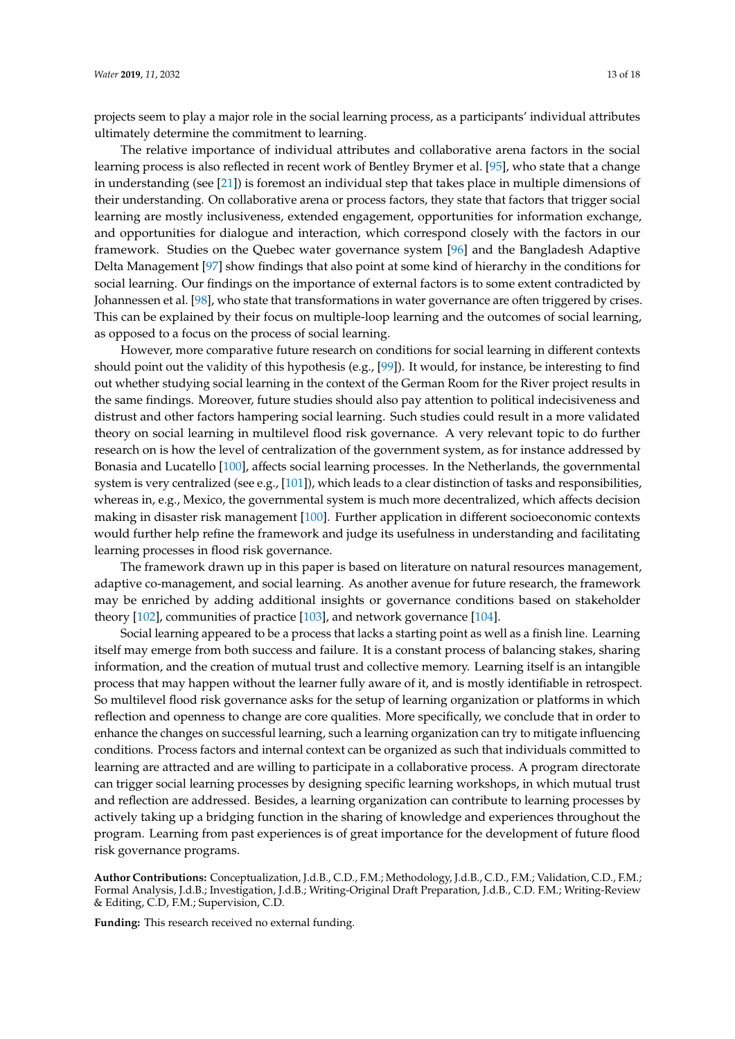projects seem to play a major role in the social learning process, as a participants' individual attributes ultimately determine the commitment to learning.

The relative importance of individual attributes and collaborative arena factors in the social learning process is also reflected in recent work of Bentley Brymer et al. [95], who state that a change in understanding (see [21]) is foremost an individual step that takes place in multiple dimensions of their understanding. On collaborative arena or process factors, they state that factors that trigger social learning are mostly inclusiveness, extended engagement, opportunities for information exchange, and opportunities for dialogue and interaction, which correspond closely with the factors in our framework. Studies on the Quebec water governance system [96] and the Bangladesh Adaptive Delta Management [97] show findings that also point at some kind of hierarchy in the conditions for social learning. Our findings on the importance of external factors is to some extent contradicted by Johannessen et al. [98], who state that transformations in water governance are often triggered by crises. This can be explained by their focus on multiple-loop learning and the outcomes of social learning, as opposed to a focus on the process of social learning.

However, more comparative future research on conditions for social learning in different contexts should point out the validity of this hypothesis (e.g., [99]). It would, for instance, be interesting to find out whether studying social learning in the context of the German Room for the River project results in the same findings. Moreover, future studies should also pay attention to political indecisiveness and distrust and other factors hampering social learning. Such studies could result in a more validated theory on social learning in multilevel flood risk governance. A very relevant topic to do further research on is how the level of centralization of the government system, as for instance addressed by Bonasia and Lucatello [100], affects social learning processes. In the Netherlands, the governmental system is very centralized (see e.g., [101]), which leads to a clear distinction of tasks and responsibilities, whereas in, e.g., Mexico, the governmental system is much more decentralized, which affects decision making in disaster risk management [100]. Further application in different socioeconomic contexts would further help refine the framework and judge its usefulness in understanding and facilitating learning processes in flood risk governance.

The framework drawn up in this paper is based on literature on natural resources management, adaptive co-management, and social learning. As another avenue for future research, the framework may be enriched by adding additional insights or governance conditions based on stakeholder theory [102], communities of practice [103], and network governance [104].

Social learning appeared to be a process that lacks a starting point as well as a finish line. Learning itself may emerge from both success and failure. It is a constant process of balancing stakes, sharing information, and the creation of mutual trust and collective memory. Learning itself is an intangible process that may happen without the learner fully aware of it, and is mostly identifiable in retrospect. So multilevel flood risk governance asks for the setup of learning organization or platforms in which reflection and openness to change are core qualities. More specifically, we conclude that in order to enhance the changes on successful learning, such a learning organization can try to mitigate influencing conditions. Process factors and internal context can be organized as such that individuals committed to learning are attracted and are willing to participate in a collaborative process. A program directorate can trigger social learning processes by designing specific learning workshops, in which mutual trust and reflection are addressed. Besides, a learning organization can contribute to learning processes by actively taking up a bridging function in the sharing of knowledge and experiences throughout the program. Learning from past experiences is of great importance for the development of future flood risk governance programs.

**Author Contributions:** Conceptualization, J.d.B., C.D., F.M.; Methodology, J.d.B., C.D., F.M.; Validation, C.D., F.M.; Formal Analysis, J.d.B.; Investigation, J.d.B.; Writing-Original Draft Preparation, J.d.B., C.D. F.M.; Writing-Review & Editing, C.D, F.M.; Supervision, C.D.

**Funding:** This research received no external funding.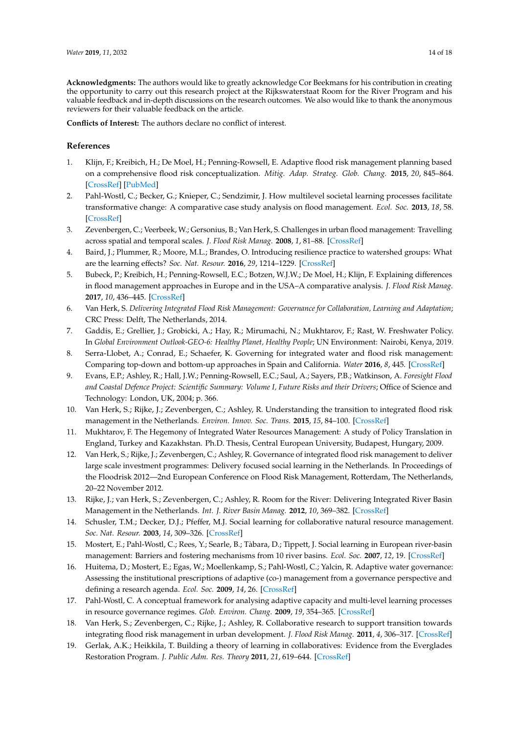**Acknowledgments:** The authors would like to greatly acknowledge Cor Beekmans for his contribution in creating the opportunity to carry out this research project at the Rijkswaterstaat Room for the River Program and his valuable feedback and in-depth discussions on the research outcomes. We also would like to thank the anonymous reviewers for their valuable feedback on the article.

**Conflicts of Interest:** The authors declare no conflict of interest.

## References

1. Klijn, F.; Kreibich, H.; De Moel, H.; Penning-Rowsell, E. Adaptive flood risk management planning based on a comprehensive flood risk conceptualization. *Mitig. Adap. Strateg. Glob. Chang.* **2015**, *20*, 845–864. [CrossRef] [PubMed]
2. Pahl-Wostl, C.; Becker, G.; Knieper, C.; Sendzimir, J. How multilevel societal learning processes facilitate transformative change: A comparative case study analysis on flood management. *Ecol. Soc.* **2013**, *18*, 58. [CrossRef]
3. Zevenbergen, C.; Veerbeek, W.; Gersonius, B.; Van Herk, S. Challenges in urban flood management: Travelling across spatial and temporal scales. *J. Flood Risk Manag.* **2008**, *1*, 81–88. [CrossRef]
4. Baird, J.; Plummer, R.; Moore, M.L.; Brandes, O. Introducing resilience practice to watershed groups: What are the learning effects? *Soc. Nat. Resour.* **2016**, *29*, 1214–1229. [CrossRef]
5. Bubeck, P.; Kreibich, H.; Penning-Rowsell, E.C.; Botzen, W.J.W.; De Moel, H.; Klijn, F. Explaining differences in flood management approaches in Europe and in the USA–A comparative analysis. *J. Flood Risk Manag.* **2017**, *10*, 436–445. [CrossRef]
6. Van Herk, S. *Delivering Integrated Flood Risk Management: Governance for Collaboration, Learning and Adaptation*; CRC Press: Delft, The Netherlands, 2014.
7. Gaddis, E.; Grellier, J.; Grobicki, A.; Hay, R.; Mirumachi, N.; Mukhtarov, F.; Rast, W. Freshwater Policy. In *Global Environment Outlook-GEO-6: Healthy Planet, Healthy People*; UN Environment: Nairobi, Kenya, 2019.
8. Serra-Llobet, A.; Conrad, E.; Schaefer, K. Governing for integrated water and flood risk management: Comparing top-down and bottom-up approaches in Spain and California. *Water* **2016**, *8*, 445. [CrossRef]
9. Evans, E.P.; Ashley, R.; Hall, J.W.; Penning-Rowsell, E.C.; Saul, A.; Sayers, P.B.; Watkinson, A. *Foresight Flood and Coastal Defence Project: Scientific Summary: Volume I, Future Risks and their Drivers*; Office of Science and Technology: London, UK, 2004; p. 366.
10. Van Herk, S.; Rijke, J.; Zevenbergen, C.; Ashley, R. Understanding the transition to integrated flood risk management in the Netherlands. *Environ. Innov. Soc. Trans.* **2015**, *15*, 84–100. [CrossRef]
11. Mukhtarov, F. The Hegemony of Integrated Water Resources Management: A study of Policy Translation in England, Turkey and Kazakhstan. Ph.D. Thesis, Central European University, Budapest, Hungary, 2009.
12. Van Herk, S.; Rijke, J.; Zevenbergen, C.; Ashley, R. Governance of integrated flood risk management to deliver large scale investment programmes: Delivery focused social learning in the Netherlands. In Proceedings of the Floodrisk 2012—2nd European Conference on Flood Risk Management, Rotterdam, The Netherlands, 20–22 November 2012.
13. Rijke, J.; van Herk, S.; Zevenbergen, C.; Ashley, R. Room for the River: Delivering Integrated River Basin Management in the Netherlands. *Int. J. River Basin Manag.* **2012**, *10*, 369–382. [CrossRef]
14. Schusler, T.M.; Decker, D.J.; Pfeffer, M.J. Social learning for collaborative natural resource management. *Soc. Nat. Resour.* **2003**, *14*, 309–326. [CrossRef]
15. Mostert, E.; Pahl-Wostl, C.; Rees, Y.; Searle, B.; Tàbara, D.; Tippett, J. Social learning in European river-basin management: Barriers and fostering mechanisms from 10 river basins. *Ecol. Soc.* **2007**, *12*, 19. [CrossRef]
16. Huitema, D.; Mostert, E.; Egas, W.; Moellenkamp, S.; Pahl-Wostl, C.; Yalcin, R. Adaptive water governance: Assessing the institutional prescriptions of adaptive (co-) management from a governance perspective and defining a research agenda. *Ecol. Soc.* **2009**, *14*, 26. [CrossRef]
17. Pahl-Wostl, C. A conceptual framework for analysing adaptive capacity and multi-level learning processes in resource governance regimes. *Glob. Environ. Chang.* **2009**, *19*, 354–365. [CrossRef]
18. Van Herk, S.; Zevenbergen, C.; Rijke, J.; Ashley, R. Collaborative research to support transition towards integrating flood risk management in urban development. *J. Flood Risk Manag.* **2011**, *4*, 306–317. [CrossRef]
19. Gerlak, A.K.; Heikkila, T. Building a theory of learning in collaboratives: Evidence from the Everglades Restoration Program. *J. Public Adm. Res. Theory* **2011**, *21*, 619–644. [CrossRef]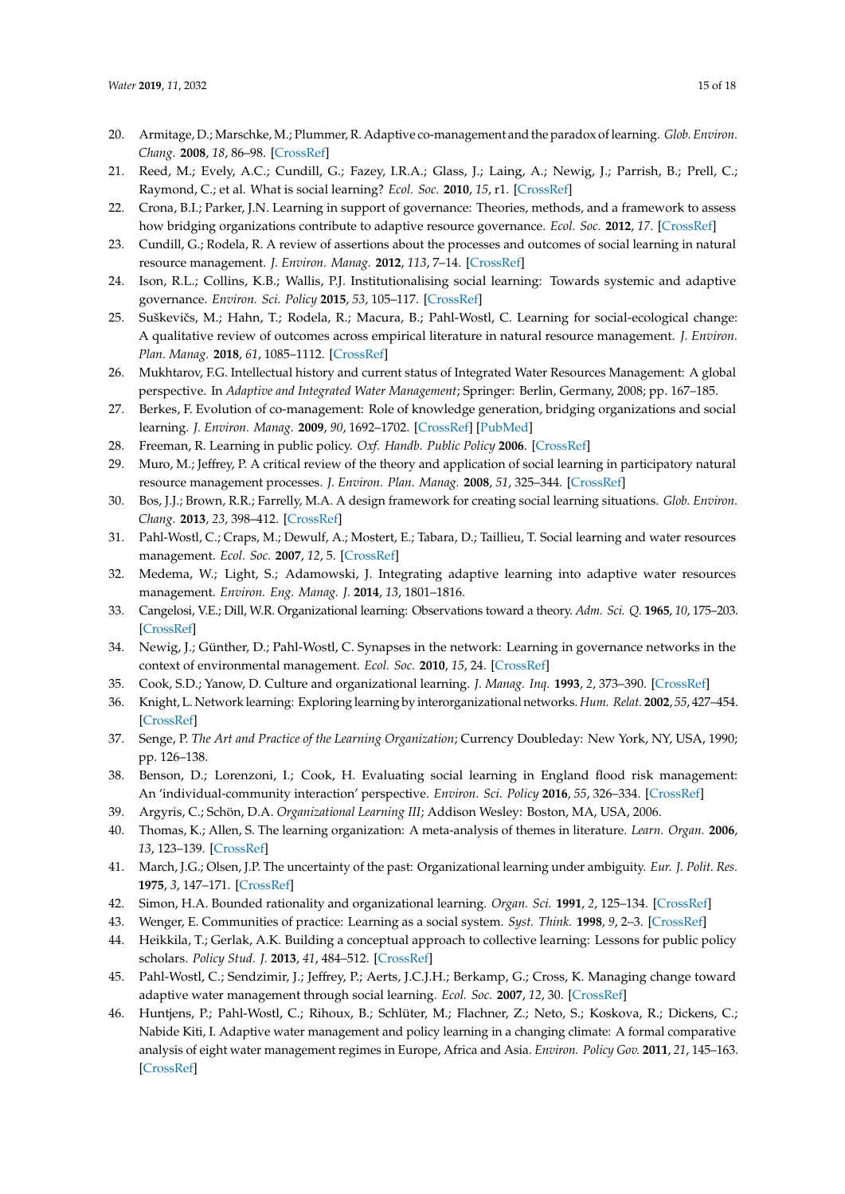20. Armitage, D.; Marschke, M.; Plummer, R. Adaptive co-management and the paradox of learning. *Glob. Environ. Chang.* **2008**, *18*, 86–98. [CrossRef]
21. Reed, M.; Evely, A.C.; Cundill, G.; Fazey, I.R.A.; Glass, J.; Laing, A.; Newig, J.; Parrish, B.; Prell, C.; Raymond, C.; et al. What is social learning? *Ecol. Soc.* **2010**, *15*, r1. [CrossRef]
22. Crona, B.I.; Parker, J.N. Learning in support of governance: Theories, methods, and a framework to assess how bridging organizations contribute to adaptive resource governance. *Ecol. Soc.* **2012**, *17*. [CrossRef]
23. Cundill, G.; Rodela, R. A review of assertions about the processes and outcomes of social learning in natural resource management. *J. Environ. Manag.* **2012**, *113*, 7–14. [CrossRef]
24. Ison, R.L.; Collins, K.B.; Wallis, P.J. Institutionalising social learning: Towards systemic and adaptive governance. *Environ. Sci. Policy* **2015**, *53*, 105–117. [CrossRef]
25. Suškevičs, M.; Hahn, T.; Rodela, R.; Macura, B.; Pahl-Wostl, C. Learning for social-ecological change: A qualitative review of outcomes across empirical literature in natural resource management. *J. Environ. Plan. Manag.* **2018**, *61*, 1085–1112. [CrossRef]
26. Mukhtarov, F.G. Intellectual history and current status of Integrated Water Resources Management: A global perspective. In *Adaptive and Integrated Water Management*; Springer: Berlin, Germany, 2008; pp. 167–185.
27. Berkes, F. Evolution of co-management: Role of knowledge generation, bridging organizations and social learning. *J. Environ. Manag.* **2009**, *90*, 1692–1702. [CrossRef] [PubMed]
28. Freeman, R. Learning in public policy. *Oxf. Handb. Public Policy* **2006**. [CrossRef]
29. Muro, M.; Jeffrey, P. A critical review of the theory and application of social learning in participatory natural resource management processes. *J. Environ. Plan. Manag.* **2008**, *51*, 325–344. [CrossRef]
30. Bos, J.J.; Brown, R.R.; Farrelly, M.A. A design framework for creating social learning situations. *Glob. Environ. Chang.* **2013**, *23*, 398–412. [CrossRef]
31. Pahl-Wostl, C.; Craps, M.; Dewulf, A.; Mostert, E.; Tabara, D.; Taillieu, T. Social learning and water resources management. *Ecol. Soc.* **2007**, *12*, 5. [CrossRef]
32. Medema, W.; Light, S.; Adamowski, J. Integrating adaptive learning into adaptive water resources management. *Environ. Eng. Manag. J.* **2014**, *13*, 1801–1816.
33. Cangelosi, V.E.; Dill, W.R. Organizational learning: Observations toward a theory. *Adm. Sci. Q.* **1965**, *10*, 175–203. [CrossRef]
34. Newig, J.; Günther, D.; Pahl-Wostl, C. Synapses in the network: Learning in governance networks in the context of environmental management. *Ecol. Soc.* **2010**, *15*, 24. [CrossRef]
35. Cook, S.D.; Yanow, D. Culture and organizational learning. *J. Manag. Inq.* **1993**, *2*, 373–390. [CrossRef]
36. Knight, L. Network learning: Exploring learning by interorganizational networks. *Hum. Relat.* **2002**, *55*, 427–454. [CrossRef]
37. Senge, P. *The Art and Practice of the Learning Organization*; Currency Doubleday: New York, NY, USA, 1990; pp. 126–138.
38. Benson, D.; Lorenzoni, I.; Cook, H. Evaluating social learning in England flood risk management: An 'individual-community interaction' perspective. *Environ. Sci. Policy* **2016**, *55*, 326–334. [CrossRef]
39. Argyris, C.; Schön, D.A. *Organizational Learning III*; Addison Wesley: Boston, MA, USA, 2006.
40. Thomas, K.; Allen, S. The learning organization: A meta-analysis of themes in literature. *Learn. Organ.* **2006**, *13*, 123–139. [CrossRef]
41. March, J.G.; Olsen, J.P. The uncertainty of the past: Organizational learning under ambiguity. *Eur. J. Polit. Res.* **1975**, *3*, 147–171. [CrossRef]
42. Simon, H.A. Bounded rationality and organizational learning. *Organ. Sci.* **1991**, *2*, 125–134. [CrossRef]
43. Wenger, E. Communities of practice: Learning as a social system. *Syst. Think.* **1998**, *9*, 2–3. [CrossRef]
44. Heikkila, T.; Gerlak, A.K. Building a conceptual approach to collective learning: Lessons for public policy scholars. *Policy Stud. J.* **2013**, *41*, 484–512. [CrossRef]
45. Pahl-Wostl, C.; Sendzimir, J.; Jeffrey, P.; Aerts, J.C.J.H.; Berkamp, G.; Cross, K. Managing change toward adaptive water management through social learning. *Ecol. Soc.* **2007**, *12*, 30. [CrossRef]
46. Huntjens, P.; Pahl-Wostl, C.; Rihoux, B.; Schlüter, M.; Flachner, Z.; Neto, S.; Koskova, R.; Dickens, C.; Nabide Kiti, I. Adaptive water management and policy learning in a changing climate: A formal comparative analysis of eight water management regimes in Europe, Africa and Asia. *Environ. Policy Gov.* **2011**, *21*, 145–163. [CrossRef]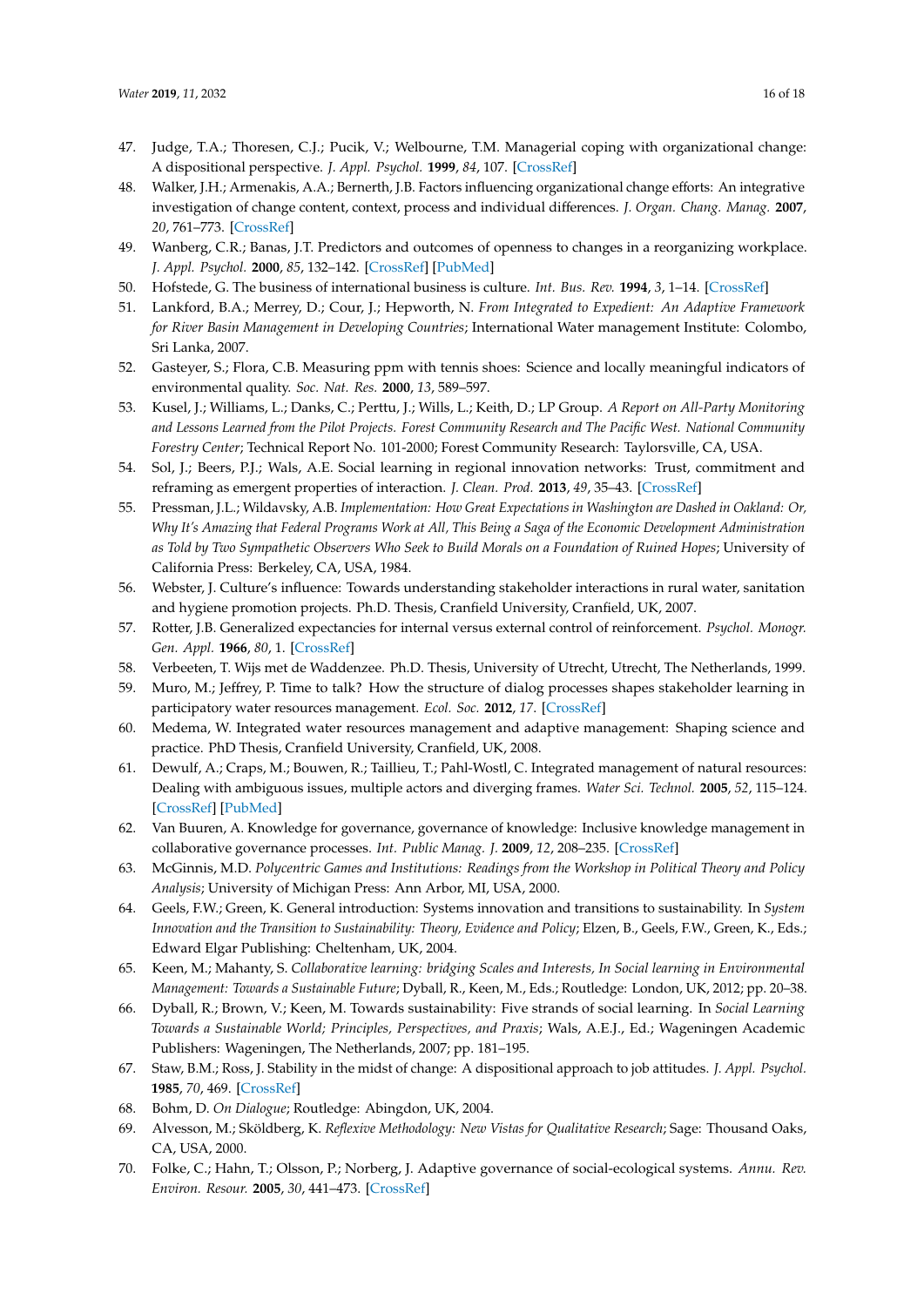47. Judge, T.A.; Thoresen, C.J.; Pucik, V.; Welbourne, T.M. Managerial coping with organizational change: A dispositional perspective. *J. Appl. Psychol.* **1999**, *84*, 107. [CrossRef]
48. Walker, J.H.; Armenakis, A.A.; Bernerth, J.B. Factors influencing organizational change efforts: An integrative investigation of change content, context, process and individual differences. *J. Organ. Chang. Manag.* **2007**, *20*, 761–773. [CrossRef]
49. Wanberg, C.R.; Banas, J.T. Predictors and outcomes of openness to changes in a reorganizing workplace. *J. Appl. Psychol.* **2000**, *85*, 132–142. [CrossRef] [PubMed]
50. Hofstede, G. The business of international business is culture. *Int. Bus. Rev.* **1994**, *3*, 1–14. [CrossRef]
51. Lankford, B.A.; Merrey, D.; Cour, J.; Hepworth, N. *From Integrated to Expedient: An Adaptive Framework for River Basin Management in Developing Countries*; International Water management Institute: Colombo, Sri Lanka, 2007.
52. Gasteyer, S.; Flora, C.B. Measuring ppm with tennis shoes: Science and locally meaningful indicators of environmental quality. *Soc. Nat. Res.* **2000**, *13*, 589–597.
53. Kusel, J.; Williams, L.; Danks, C.; Perttu, J.; Wills, L.; Keith, D.; LP Group. *A Report on All-Party Monitoring and Lessons Learned from the Pilot Projects. Forest Community Research and The Pacific West. National Community Forestry Center*; Technical Report No. 101-2000; Forest Community Research: Taylorsville, CA, USA.
54. Sol, J.; Beers, P.J.; Wals, A.E. Social learning in regional innovation networks: Trust, commitment and reframing as emergent properties of interaction. *J. Clean. Prod.* **2013**, *49*, 35–43. [CrossRef]
55. Pressman, J.L.; Wildavsky, A.B. *Implementation: How Great Expectations in Washington are Dashed in Oakland: Or, Why It's Amazing that Federal Programs Work at All, This Being a Saga of the Economic Development Administration as Told by Two Sympathetic Observers Who Seek to Build Morals on a Foundation of Ruined Hopes*; University of California Press: Berkeley, CA, USA, 1984.
56. Webster, J. Culture's influence: Towards understanding stakeholder interactions in rural water, sanitation and hygiene promotion projects. Ph.D. Thesis, Cranfield University, Cranfield, UK, 2007.
57. Rotter, J.B. Generalized expectancies for internal versus external control of reinforcement. *Psychol. Monogr. Gen. Appl.* **1966**, *80*, 1. [CrossRef]
58. Verbeeten, T. Wijs met de Waddenzee. Ph.D. Thesis, University of Utrecht, Utrecht, The Netherlands, 1999.
59. Muro, M.; Jeffrey, P. Time to talk? How the structure of dialog processes shapes stakeholder learning in participatory water resources management. *Ecol. Soc.* **2012**, *17*. [CrossRef]
60. Medema, W. Integrated water resources management and adaptive management: Shaping science and practice. PhD Thesis, Cranfield University, Cranfield, UK, 2008.
61. Dewulf, A.; Craps, M.; Bouwen, R.; Taillieu, T.; Pahl-Wostl, C. Integrated management of natural resources: Dealing with ambiguous issues, multiple actors and diverging frames. *Water Sci. Technol.* **2005**, *52*, 115–124. [CrossRef] [PubMed]
62. Van Buuren, A. Knowledge for governance, governance of knowledge: Inclusive knowledge management in collaborative governance processes. *Int. Public Manag. J.* **2009**, *12*, 208–235. [CrossRef]
63. McGinnis, M.D. *Polycentric Games and Institutions: Readings from the Workshop in Political Theory and Policy Analysis*; University of Michigan Press: Ann Arbor, MI, USA, 2000.
64. Geels, F.W.; Green, K. General introduction: Systems innovation and transitions to sustainability. In *System Innovation and the Transition to Sustainability: Theory, Evidence and Policy*; Elzen, B., Geels, F.W., Green, K., Eds.; Edward Elgar Publishing: Cheltenham, UK, 2004.
65. Keen, M.; Mahanty, S. *Collaborative learning: bridging Scales and Interests, In Social learning in Environmental Management: Towards a Sustainable Future*; Dyball, R., Keen, M., Eds.; Routledge: London, UK, 2012; pp. 20–38.
66. Dyball, R.; Brown, V.; Keen, M. Towards sustainability: Five strands of social learning. In *Social Learning Towards a Sustainable World; Principles, Perspectives, and Praxis*; Wals, A.E.J., Ed.; Wageningen Academic Publishers: Wageningen, The Netherlands, 2007; pp. 181–195.
67. Staw, B.M.; Ross, J. Stability in the midst of change: A dispositional approach to job attitudes. *J. Appl. Psychol.* **1985**, *70*, 469. [CrossRef]
68. Bohm, D. *On Dialogue*; Routledge: Abingdon, UK, 2004.
69. Alvesson, M.; Sköldberg, K. *Reflexive Methodology: New Vistas for Qualitative Research*; Sage: Thousand Oaks, CA, USA, 2000.
70. Folke, C.; Hahn, T.; Olsson, P.; Norberg, J. Adaptive governance of social-ecological systems. *Annu. Rev. Environ. Resour.* **2005**, *30*, 441–473. [CrossRef]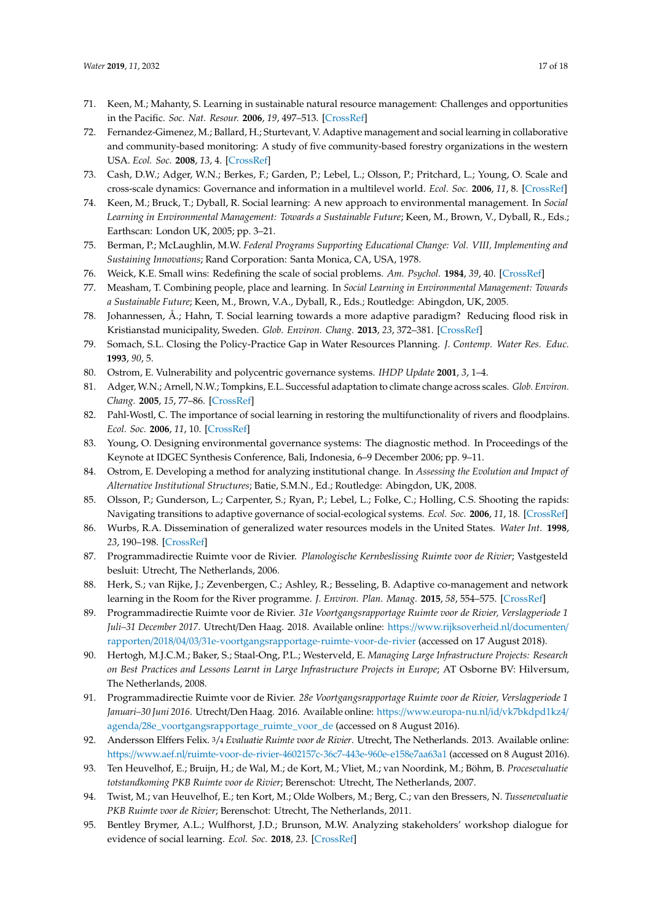71. Keen, M.; Mahanty, S. Learning in sustainable natural resource management: Challenges and opportunities in the Pacific. *Soc. Nat. Resour.* **2006**, *19*, 497–513. [CrossRef]
72. Fernandez-Gimenez, M.; Ballard, H.; Sturtevant, V. Adaptive management and social learning in collaborative and community-based monitoring: A study of five community-based forestry organizations in the western USA. *Ecol. Soc.* **2008**, *13*, 4. [CrossRef]
73. Cash, D.W.; Adger, W.N.; Berkes, F.; Garden, P.; Lebel, L.; Olsson, P.; Pritchard, L.; Young, O. Scale and cross-scale dynamics: Governance and information in a multilevel world. *Ecol. Soc.* **2006**, *11*, 8. [CrossRef]
74. Keen, M.; Bruck, T.; Dyball, R. Social learning: A new approach to environmental management. In *Social Learning in Environmental Management: Towards a Sustainable Future*; Keen, M., Brown, V., Dyball, R., Eds.; Earthscan: London UK, 2005; pp. 3–21.
75. Berman, P.; McLaughlin, M.W. *Federal Programs Supporting Educational Change: Vol. VIII, Implementing and Sustaining Innovations*; Rand Corporation: Santa Monica, CA, USA, 1978.
76. Weick, K.E. Small wins: Redefining the scale of social problems. *Am. Psychol.* **1984**, *39*, 40. [CrossRef]
77. Measham, T. Combining people, place and learning. In *Social Learning in Environmental Management: Towards a Sustainable Future*; Keen, M., Brown, V.A., Dyball, R., Eds.; Routledge: Abingdon, UK, 2005.
78. Johannessen, Å.; Hahn, T. Social learning towards a more adaptive paradigm? Reducing flood risk in Kristianstad municipality, Sweden. *Glob. Environ. Chang.* **2013**, *23*, 372–381. [CrossRef]
79. Somach, S.L. Closing the Policy-Practice Gap in Water Resources Planning. *J. Contemp. Water Res. Educ.* **1993**, *90*, 5.
80. Ostrom, E. Vulnerability and polycentric governance systems. *IHDP Update* **2001**, *3*, 1–4.
81. Adger, W.N.; Arnell, N.W.; Tompkins, E.L. Successful adaptation to climate change across scales. *Glob. Environ. Chang.* **2005**, *15*, 77–86. [CrossRef]
82. Pahl-Wostl, C. The importance of social learning in restoring the multifunctionality of rivers and floodplains. *Ecol. Soc.* **2006**, *11*, 10. [CrossRef]
83. Young, O. Designing environmental governance systems: The diagnostic method. In Proceedings of the Keynote at IDGEC Synthesis Conference, Bali, Indonesia, 6–9 December 2006; pp. 9–11.
84. Ostrom, E. Developing a method for analyzing institutional change. In *Assessing the Evolution and Impact of Alternative Institutional Structures*; Batie, S.M.N., Ed.; Routledge: Abingdon, UK, 2008.
85. Olsson, P.; Gunderson, L.; Carpenter, S.; Ryan, P.; Lebel, L.; Folke, C.; Holling, C.S. Shooting the rapids: Navigating transitions to adaptive governance of social-ecological systems. *Ecol. Soc.* **2006**, *11*, 18. [CrossRef]
86. Wurbs, R.A. Dissemination of generalized water resources models in the United States. *Water Int.* **1998**, *23*, 190–198. [CrossRef]
87. Programmadirectie Ruimte voor de Rivier. *Planologische Kernbeslissing Ruimte voor de Rivier*; Vastgesteld besluit: Utrecht, The Netherlands, 2006.
88. Herk, S.; van Rijke, J.; Zevenbergen, C.; Ashley, R.; Besseling, B. Adaptive co-management and network learning in the Room for the River programme. *J. Environ. Plan. Manag.* **2015**, *58*, 554–575. [CrossRef]
89. Programmadirectie Ruimte voor de Rivier. *31e Voortgangsrapportage Ruimte voor de Rivier, Verslagperiode 1 Juli–31 December 2017*. Utrecht/Den Haag. 2018. Available online: https://www.rijksoverheid.nl/documenten/rapporten/2018/04/03/31e-voortgangsrapportage-ruimte-voor-de-rivier (accessed on 17 August 2018).
90. Hertogh, M.J.C.M.; Baker, S.; Staal-Ong, P.L.; Westerveld, E. *Managing Large Infrastructure Projects: Research on Best Practices and Lessons Learnt in Large Infrastructure Projects in Europe*; AT Osborne BV: Hilversum, The Netherlands, 2008.
91. Programmadirectie Ruimte voor de Rivier. *28e Voortgangsrapportage Ruimte voor de Rivier, Verslagperiode 1 Januari–30 Juni 2016*. Utrecht/Den Haag. 2016. Available online: https://www.europa-nu.nl/id/vk7bkdpd1kz4/agenda/28e_voortgangsrapportage_ruimte_voor_de (accessed on 8 August 2016).
92. Andersson Elffers Felix. *3/4 Evaluatie Ruimte voor de Rivier*. Utrecht, The Netherlands. 2013. Available online: https://www.aef.nl/ruimte-voor-de-rivier-4602157c-36c7-443e-960e-e158e7aa63a1 (accessed on 8 August 2016).
93. Ten Heuvelhof, E.; Bruijn, H.; de Wal, M.; de Kort, M.; Vliet, M.; van Noordink, M.; Böhm, B. *Procesevaluatie totstandkoming PKB Ruimte voor de Rivier*; Berenschot: Utrecht, The Netherlands, 2007.
94. Twist, M.; van Heuvelhof, E.; ten Kort, M.; Olde Wolbers, M.; Berg, C.; van den Bressers, N. *Tussenevaluatie PKB Ruimte voor de Rivier*; Berenschot: Utrecht, The Netherlands, 2011.
95. Bentley Brymer, A.L.; Wulfhorst, J.D.; Brunson, M.W. Analyzing stakeholders' workshop dialogue for evidence of social learning. *Ecol. Soc.* **2018**, *23*. [CrossRef]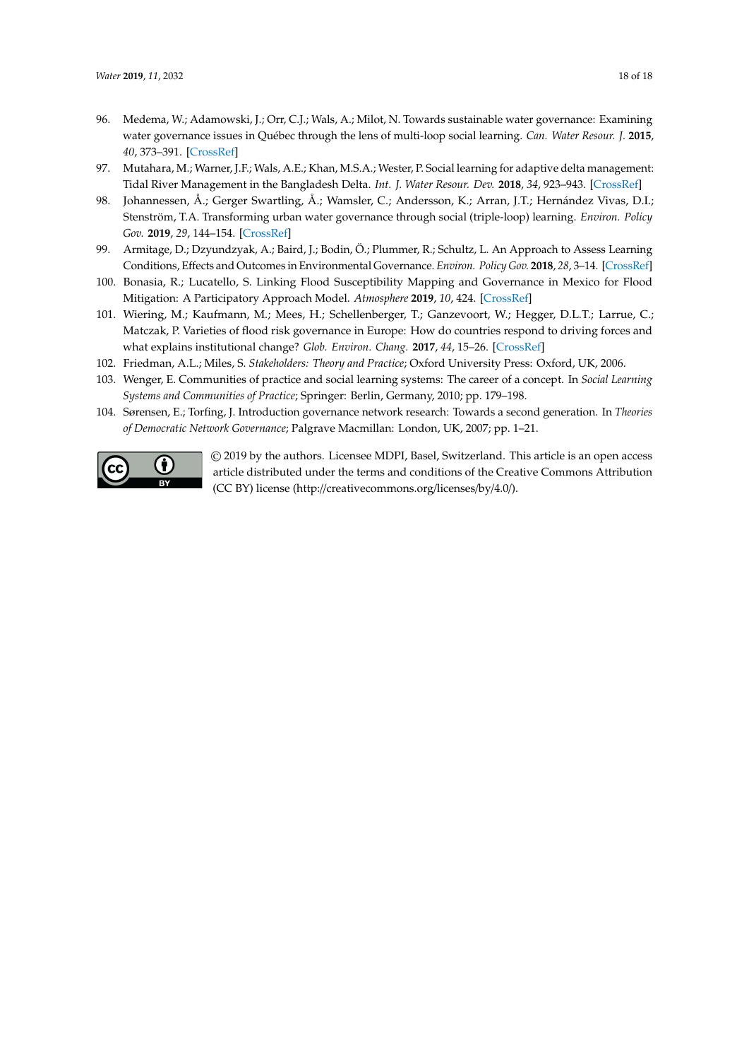96. Medema, W.; Adamowski, J.; Orr, C.J.; Wals, A.; Milot, N. Towards sustainable water governance: Examining water governance issues in Québec through the lens of multi-loop social learning. *Can. Water Resour. J.* **2015**, *40*, 373–391. [CrossRef]
97. Mutahara, M.; Warner, J.F.; Wals, A.E.; Khan, M.S.A.; Wester, P. Social learning for adaptive delta management: Tidal River Management in the Bangladesh Delta. *Int. J. Water Resour. Dev.* **2018**, *34*, 923–943. [CrossRef]
98. Johannessen, Å.; Gerger Swartling, Å.; Wamsler, C.; Andersson, K.; Arran, J.T.; Hernández Vivas, D.I.; Stenström, T.A. Transforming urban water governance through social (triple-loop) learning. *Environ. Policy Gov.* **2019**, *29*, 144–154. [CrossRef]
99. Armitage, D.; Dzyundzyak, A.; Baird, J.; Bodin, Ö.; Plummer, R.; Schultz, L. An Approach to Assess Learning Conditions, Effects and Outcomes in Environmental Governance. *Environ. Policy Gov.* **2018**, *28*, 3–14. [CrossRef]
100. Bonasia, R.; Lucatello, S. Linking Flood Susceptibility Mapping and Governance in Mexico for Flood Mitigation: A Participatory Approach Model. *Atmosphere* **2019**, *10*, 424. [CrossRef]
101. Wiering, M.; Kaufmann, M.; Mees, H.; Schellenberger, T.; Ganzevoort, W.; Hegger, D.L.T.; Larrue, C.; Matczak, P. Varieties of flood risk governance in Europe: How do countries respond to driving forces and what explains institutional change? *Glob. Environ. Chang.* **2017**, *44*, 15–26. [CrossRef]
102. Friedman, A.L.; Miles, S. *Stakeholders: Theory and Practice*; Oxford University Press: Oxford, UK, 2006.
103. Wenger, E. Communities of practice and social learning systems: The career of a concept. In *Social Learning Systems and Communities of Practice*; Springer: Berlin, Germany, 2010; pp. 179–198.
104. Sørensen, E.; Torfing, J. Introduction governance network research: Towards a second generation. In *Theories of Democratic Network Governance*; Palgrave Macmillan: London, UK, 2007; pp. 1–21.

© 2019 by the authors. Licensee MDPI, Basel, Switzerland. This article is an open access article distributed under the terms and conditions of the Creative Commons Attribution (CC BY) license (http://creativecommons.org/licenses/by/4.0/).